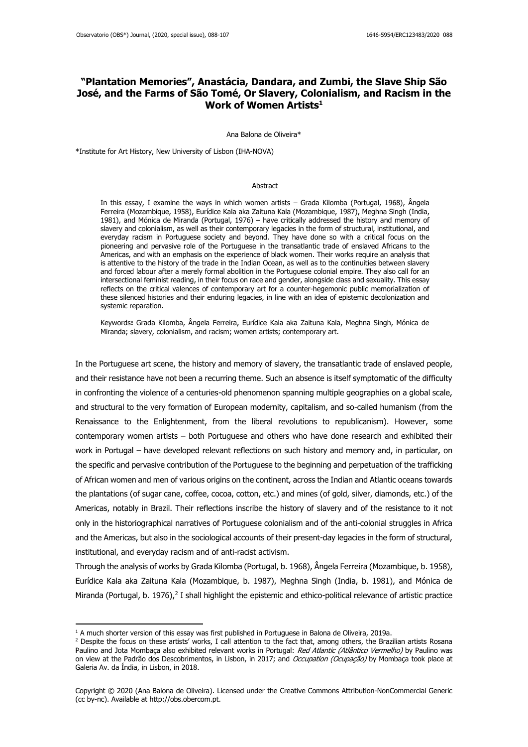# "Plantation Memories", Anastácia, Dandara, and Zumbi, the Slave Ship São José, and the Farms of São Tomé, Or Slavery, Colonialism, and Racism in the Work of Women Artists[1]

Ana Balona de Oliveira*

*Institute for Art History, New University of Lisbon (IHA-NOVA)

### Abstract

In this essay, I examine the ways in which women artists – Grada Kilomba (Portugal, 1968), Ângela Ferreira (Mozambique, 1958), Eurídice Kala aka Zaituna Kala (Mozambique, 1987), Meghna Singh (India, 1981), and Mónica de Miranda (Portugal, 1976) – have critically addressed the history and memory of slavery and colonialism, as well as their contemporary legacies in the form of structural, institutional, and everyday racism in Portuguese society and beyond. They have done so with a critical focus on the pioneering and pervasive role of the Portuguese in the transatlantic trade of enslaved Africans to the Americas, and with an emphasis on the experience of black women. Their works require an analysis that is attentive to the history of the trade in the Indian Ocean, as well as to the continuities between slavery and forced labour after a merely formal abolition in the Portuguese colonial empire. They also call for an intersectional feminist reading, in their focus on race and gender, alongside class and sexuality. This essay reflects on the critical valences of contemporary art for a counter-hegemonic public memorialization of these silenced histories and their enduring legacies, in line with an idea of epistemic decolonization and systemic reparation.

Keywords**:** Grada Kilomba, Ângela Ferreira, Eurídice Kala aka Zaituna Kala, Meghna Singh, Mónica de Miranda; slavery, colonialism, and racism; women artists; contemporary art.

In the Portuguese art scene, the history and memory of slavery, the transatlantic trade of enslaved people, and their resistance have not been a recurring theme. Such an absence is itself symptomatic of the difficulty in confronting the violence of a centuries-old phenomenon spanning multiple geographies on a global scale, and structural to the very formation of European modernity, capitalism, and so-called humanism (from the Renaissance to the Enlightenment, from the liberal revolutions to republicanism). However, some contemporary women artists – both Portuguese and others who have done research and exhibited their work in Portugal – have developed relevant reflections on such history and memory and, in particular, on the specific and pervasive contribution of the Portuguese to the beginning and perpetuation of the trafficking of African women and men of various origins on the continent, across the Indian and Atlantic oceans towards the plantations (of sugar cane, coffee, cocoa, cotton, etc.) and mines (of gold, silver, diamonds, etc.) of the Americas, notably in Brazil. Their reflections inscribe the history of slavery and of the resistance to it not only in the historiographical narratives of Portuguese colonialism and of the anti-colonial struggles in Africa and the Americas, but also in the sociological accounts of their present-day legacies in the form of structural, institutional, and everyday racism and of anti-racist activism.

Through the analysis of works by Grada Kilomba (Portugal, b. 1968), Ângela Ferreira (Mozambique, b. 1958), Eurídice Kala aka Zaituna Kala (Mozambique, b. 1987), Meghna Singh (India, b. 1981), and Mónica de Miranda (Portugal, b. 1976),[2] I shall highlight the epistemic and ethico-political relevance of artistic practice

[1] A much shorter version of this essay was first published in Portuguese in Balona de Oliveira, 2019a.

[2] Despite the focus on these artists' works, I call attention to the fact that, among others, the Brazilian artists Rosana Paulino and Jota Mombaça also exhibited relevant works in Portugal: *Red Atlantic (Atlântico Vermelho)* by Paulino was on view at the Padrão dos Descobrimentos, in Lisbon, in 2017; and *Occupation (Ocupação)* by Mombaça took place at Galeria Av. da Índia, in Lisbon, in 2018.

Copyright © 2020 (Ana Balona de Oliveira). Licensed under the Creative Commons Attribution-NonCommercial Generic (cc by-nc). Available at http://obs.obercom.pt.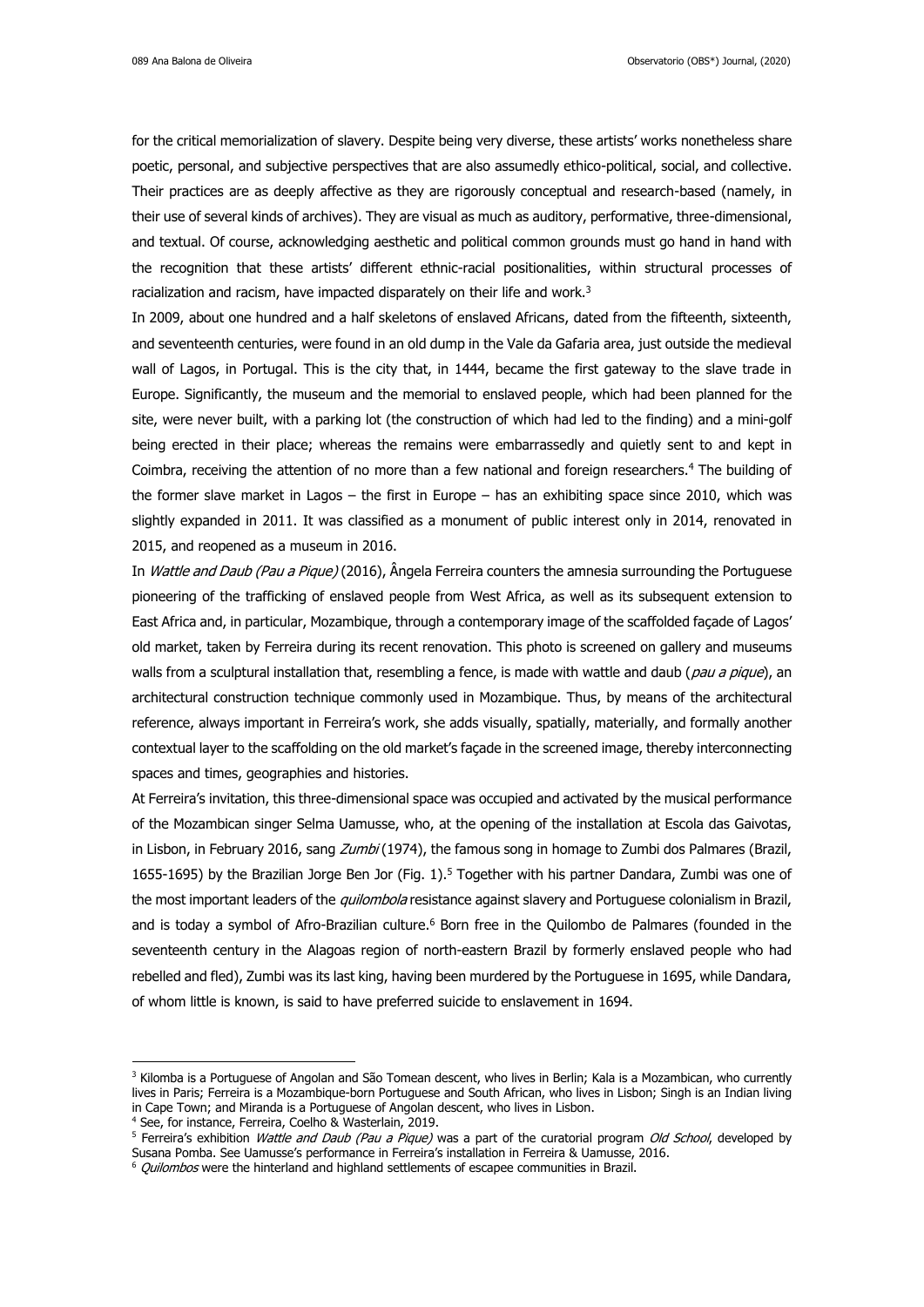for the critical memorialization of slavery. Despite being very diverse, these artists' works nonetheless share poetic, personal, and subjective perspectives that are also assumedly ethico-political, social, and collective. Their practices are as deeply affective as they are rigorously conceptual and research-based (namely, in their use of several kinds of archives). They are visual as much as auditory, performative, three-dimensional, and textual. Of course, acknowledging aesthetic and political common grounds must go hand in hand with the recognition that these artists' different ethnic-racial positionalities, within structural processes of racialization and racism, have impacted disparately on their life and work.[3]

In 2009, about one hundred and a half skeletons of enslaved Africans, dated from the fifteenth, sixteenth, and seventeenth centuries, were found in an old dump in the Vale da Gafaria area, just outside the medieval wall of Lagos, in Portugal. This is the city that, in 1444, became the first gateway to the slave trade in Europe. Significantly, the museum and the memorial to enslaved people, which had been planned for the site, were never built, with a parking lot (the construction of which had led to the finding) and a mini-golf being erected in their place; whereas the remains were embarrassedly and quietly sent to and kept in Coimbra, receiving the attention of no more than a few national and foreign researchers.[4] The building of the former slave market in Lagos – the first in Europe – has an exhibiting space since 2010, which was slightly expanded in 2011. It was classified as a monument of public interest only in 2014, renovated in 2015, and reopened as a museum in 2016.

In *Wattle and Daub (Pau a Pique)* (2016), Ângela Ferreira counters the amnesia surrounding the Portuguese pioneering of the trafficking of enslaved people from West Africa, as well as its subsequent extension to East Africa and, in particular, Mozambique, through a contemporary image of the scaffolded façade of Lagos' old market, taken by Ferreira during its recent renovation. This photo is screened on gallery and museums walls from a sculptural installation that, resembling a fence, is made with wattle and daub (*pau a pique*), an architectural construction technique commonly used in Mozambique. Thus, by means of the architectural reference, always important in Ferreira's work, she adds visually, spatially, materially, and formally another contextual layer to the scaffolding on the old market's façade in the screened image, thereby interconnecting spaces and times, geographies and histories.

At Ferreira's invitation, this three-dimensional space was occupied and activated by the musical performance of the Mozambican singer Selma Uamusse, who, at the opening of the installation at Escola das Gaivotas, in Lisbon, in February 2016, sang *Zumbi* (1974), the famous song in homage to Zumbi dos Palmares (Brazil, 1655-1695) by the Brazilian Jorge Ben Jor (Fig. 1).[5] Together with his partner Dandara, Zumbi was one of the most important leaders of the *quilombola* resistance against slavery and Portuguese colonialism in Brazil, and is today a symbol of Afro-Brazilian culture.[6] Born free in the Quilombo de Palmares (founded in the seventeenth century in the Alagoas region of north-eastern Brazil by formerly enslaved people who had rebelled and fled), Zumbi was its last king, having been murdered by the Portuguese in 1695, while Dandara, of whom little is known, is said to have preferred suicide to enslavement in 1694.

---

[3] Kilomba is a Portuguese of Angolan and São Tomean descent, who lives in Berlin; Kala is a Mozambican, who currently lives in Paris; Ferreira is a Mozambique-born Portuguese and South African, who lives in Lisbon; Singh is an Indian living in Cape Town; and Miranda is a Portuguese of Angolan descent, who lives in Lisbon.

[4] See, for instance, Ferreira, Coelho & Wasterlain, 2019.

[5] Ferreira's exhibition *Wattle and Daub (Pau a Pique)* was a part of the curatorial program *Old School*, developed by Susana Pomba. See Uamusse's performance in Ferreira's installation in Ferreira & Uamusse, 2016.

[6] *Quilombos* were the hinterland and highland settlements of escapee communities in Brazil.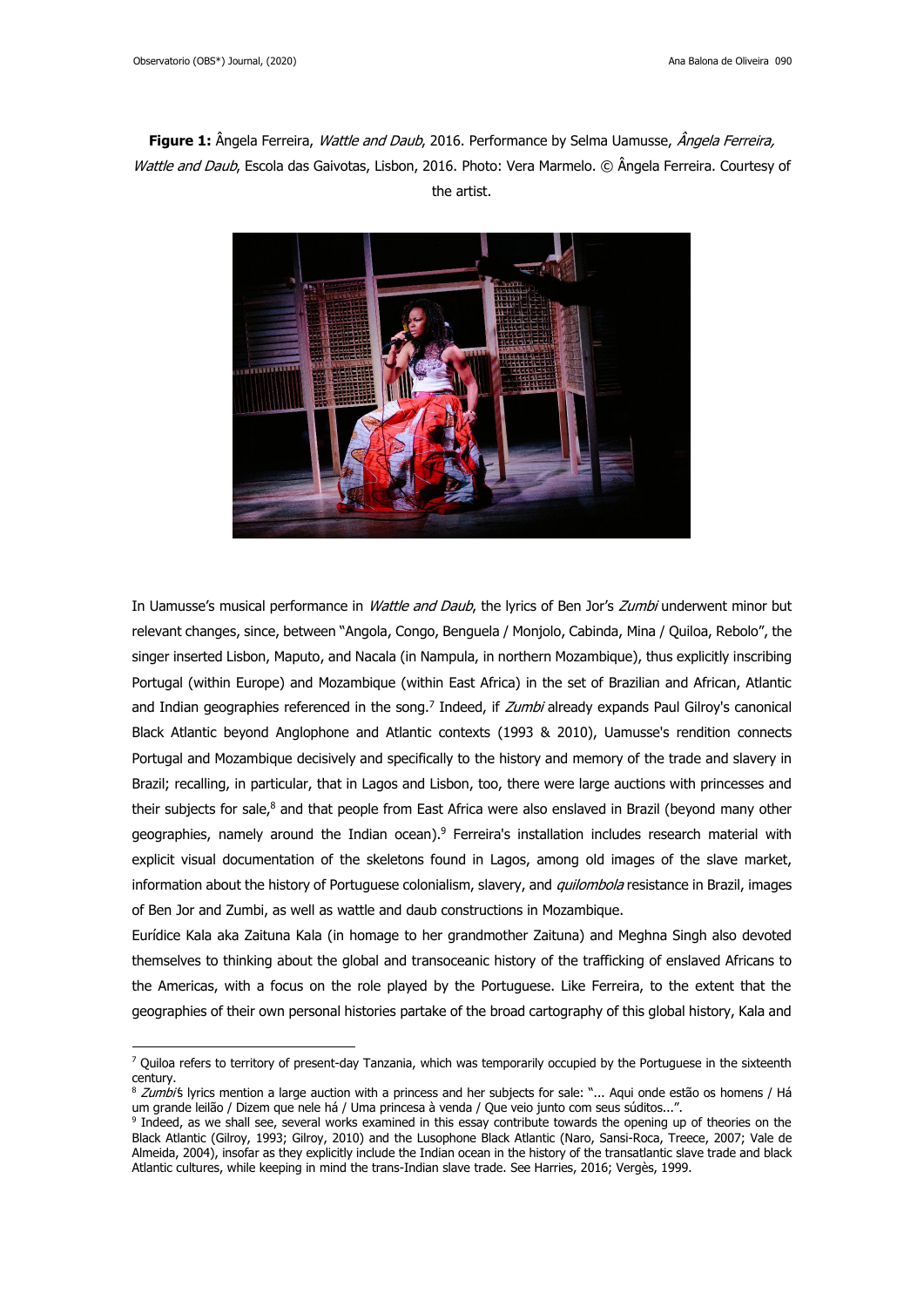**Figure 1:** Ângela Ferreira, *Wattle and Daub*, 2016. Performance by Selma Uamusse, *Ângela Ferreira, Wattle and Daub*, Escola das Gaivotas, Lisbon, 2016. Photo: Vera Marmelo. © Ângela Ferreira. Courtesy of the artist.

In Uamusse's musical performance in *Wattle and Daub*, the lyrics of Ben Jor's *Zumbi* underwent minor but relevant changes, since, between "Angola, Congo, Benguela / Monjolo, Cabinda, Mina / Quiloa, Rebolo", the singer inserted Lisbon, Maputo, and Nacala (in Nampula, in northern Mozambique), thus explicitly inscribing Portugal (within Europe) and Mozambique (within East Africa) in the set of Brazilian and African, Atlantic and Indian geographies referenced in the song.[7] Indeed, if *Zumbi* already expands Paul Gilroy's canonical Black Atlantic beyond Anglophone and Atlantic contexts (1993 & 2010), Uamusse's rendition connects Portugal and Mozambique decisively and specifically to the history and memory of the trade and slavery in Brazil; recalling, in particular, that in Lagos and Lisbon, too, there were large auctions with princesses and their subjects for sale,[8] and that people from East Africa were also enslaved in Brazil (beyond many other geographies, namely around the Indian ocean).[9] Ferreira's installation includes research material with explicit visual documentation of the skeletons found in Lagos, among old images of the slave market, information about the history of Portuguese colonialism, slavery, and *quilombola* resistance in Brazil, images of Ben Jor and Zumbi, as well as wattle and daub constructions in Mozambique.

Eurídice Kala aka Zaituna Kala (in homage to her grandmother Zaituna) and Meghna Singh also devoted themselves to thinking about the global and transoceanic history of the trafficking of enslaved Africans to the Americas, with a focus on the role played by the Portuguese. Like Ferreira, to the extent that the geographies of their own personal histories partake of the broad cartography of this global history, Kala and

---

[7] Quiloa refers to territory of present-day Tanzania, which was temporarily occupied by the Portuguese in the sixteenth century.

[8] *Zumbi*'s lyrics mention a large auction with a princess and her subjects for sale: "... Aqui onde estão os homens / Há um grande leilão / Dizem que nele há / Uma princesa à venda / Que veio junto com seus súditos...".

[9] Indeed, as we shall see, several works examined in this essay contribute towards the opening up of theories on the Black Atlantic (Gilroy, 1993; Gilroy, 2010) and the Lusophone Black Atlantic (Naro, Sansi-Roca, Treece, 2007; Vale de Almeida, 2004), insofar as they explicitly include the Indian ocean in the history of the transatlantic slave trade and black Atlantic cultures, while keeping in mind the trans-Indian slave trade. See Harries, 2016; Vergès, 1999.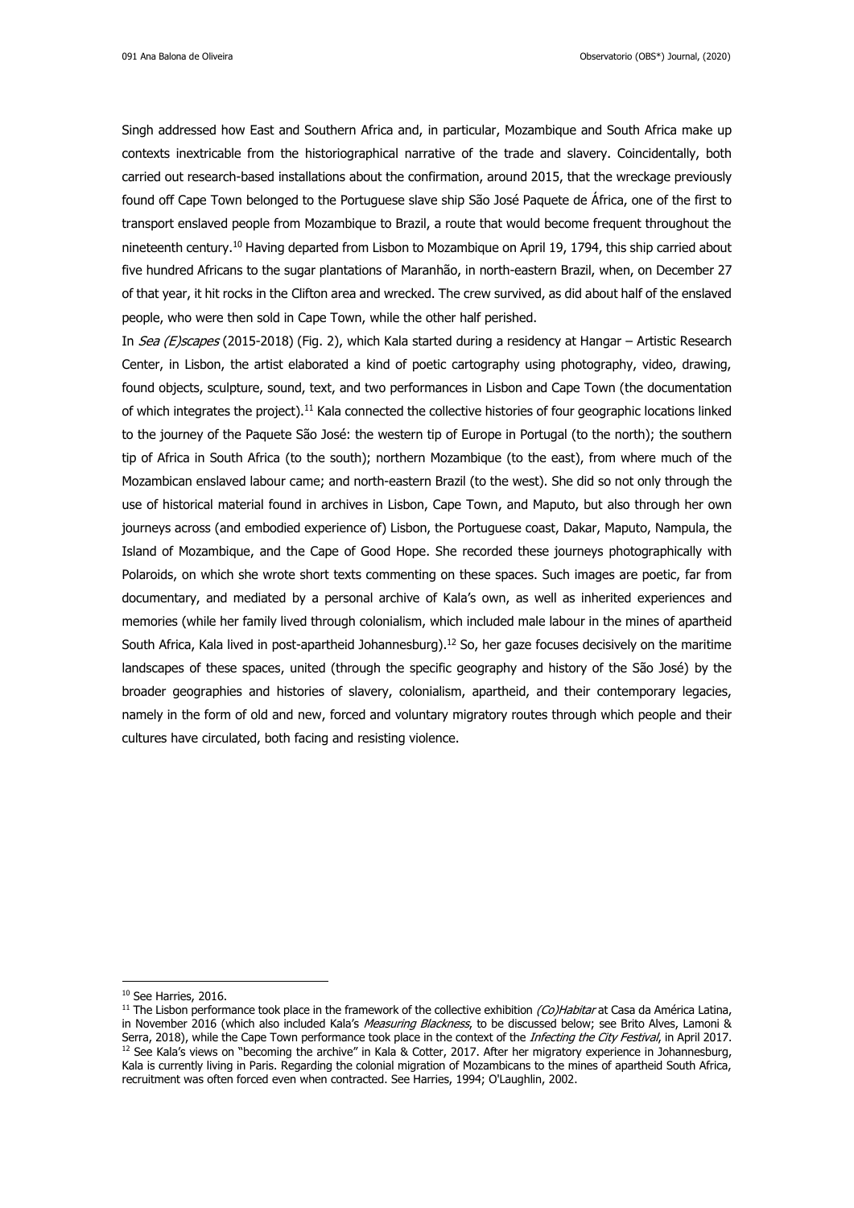Singh addressed how East and Southern Africa and, in particular, Mozambique and South Africa make up contexts inextricable from the historiographical narrative of the trade and slavery. Coincidentally, both carried out research-based installations about the confirmation, around 2015, that the wreckage previously found off Cape Town belonged to the Portuguese slave ship São José Paquete de África, one of the first to transport enslaved people from Mozambique to Brazil, a route that would become frequent throughout the nineteenth century.[10] Having departed from Lisbon to Mozambique on April 19, 1794, this ship carried about five hundred Africans to the sugar plantations of Maranhão, in north-eastern Brazil, when, on December 27 of that year, it hit rocks in the Clifton area and wrecked. The crew survived, as did about half of the enslaved people, who were then sold in Cape Town, while the other half perished.

In *Sea (E)scapes* (2015-2018) (Fig. 2), which Kala started during a residency at Hangar – Artistic Research Center, in Lisbon, the artist elaborated a kind of poetic cartography using photography, video, drawing, found objects, sculpture, sound, text, and two performances in Lisbon and Cape Town (the documentation of which integrates the project).[11] Kala connected the collective histories of four geographic locations linked to the journey of the Paquete São José: the western tip of Europe in Portugal (to the north); the southern tip of Africa in South Africa (to the south); northern Mozambique (to the east), from where much of the Mozambican enslaved labour came; and north-eastern Brazil (to the west). She did so not only through the use of historical material found in archives in Lisbon, Cape Town, and Maputo, but also through her own journeys across (and embodied experience of) Lisbon, the Portuguese coast, Dakar, Maputo, Nampula, the Island of Mozambique, and the Cape of Good Hope. She recorded these journeys photographically with Polaroids, on which she wrote short texts commenting on these spaces. Such images are poetic, far from documentary, and mediated by a personal archive of Kala's own, as well as inherited experiences and memories (while her family lived through colonialism, which included male labour in the mines of apartheid South Africa, Kala lived in post-apartheid Johannesburg).[12] So, her gaze focuses decisively on the maritime landscapes of these spaces, united (through the specific geography and history of the São José) by the broader geographies and histories of slavery, colonialism, apartheid, and their contemporary legacies, namely in the form of old and new, forced and voluntary migratory routes through which people and their cultures have circulated, both facing and resisting violence.

---

[10] See Harries, 2016.

[11] The Lisbon performance took place in the framework of the collective exhibition *(Co)Habitar* at Casa da América Latina, in November 2016 (which also included Kala's *Measuring Blackness*, to be discussed below; see Brito Alves, Lamoni & Serra, 2018), while the Cape Town performance took place in the context of the *Infecting the City Festival*, in April 2017.

[12] See Kala's views on "becoming the archive" in Kala & Cotter, 2017. After her migratory experience in Johannesburg, Kala is currently living in Paris. Regarding the colonial migration of Mozambicans to the mines of apartheid South Africa, recruitment was often forced even when contracted. See Harries, 1994; O'Laughlin, 2002.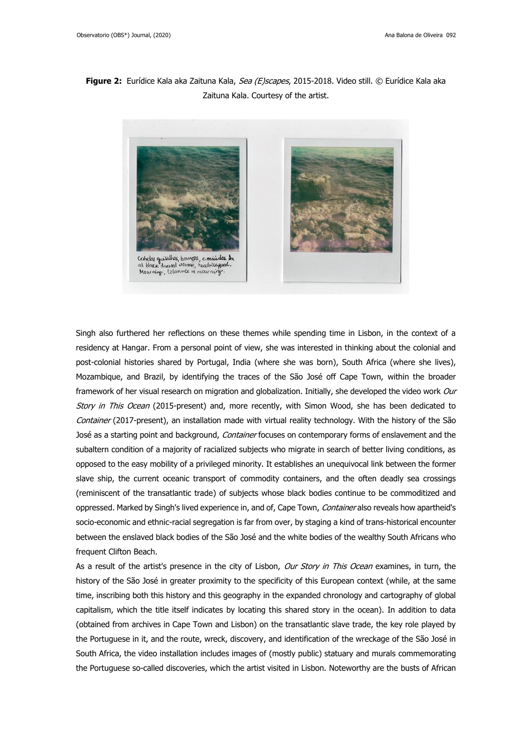**Figure 2:** Eurídice Kala aka Zaituna Kala, *Sea (E)scapes*, 2015-2018. Video still. © Eurídice Kala aka Zaituna Kala. Courtesy of the artist.

Singh also furthered her reflections on these themes while spending time in Lisbon, in the context of a residency at Hangar. From a personal point of view, she was interested in thinking about the colonial and post-colonial histories shared by Portugal, India (where she was born), South Africa (where she lives), Mozambique, and Brazil, by identifying the traces of the São José off Cape Town, within the broader framework of her visual research on migration and globalization. Initially, she developed the video work *Our Story in This Ocean* (2015-present) and, more recently, with Simon Wood, she has been dedicated to *Container* (2017-present), an installation made with virtual reality technology. With the history of the São José as a starting point and background, *Container* focuses on contemporary forms of enslavement and the subaltern condition of a majority of racialized subjects who migrate in search of better living conditions, as opposed to the easy mobility of a privileged minority. It establishes an unequivocal link between the former slave ship, the current oceanic transport of commodity containers, and the often deadly sea crossings (reminiscent of the transatlantic trade) of subjects whose black bodies continue to be commoditized and oppressed. Marked by Singh's lived experience in, and of, Cape Town, *Container* also reveals how apartheid's socio-economic and ethnic-racial segregation is far from over, by staging a kind of trans-historical encounter between the enslaved black bodies of the São José and the white bodies of the wealthy South Africans who frequent Clifton Beach.

As a result of the artist's presence in the city of Lisbon, *Our Story in This Ocean* examines, in turn, the history of the São José in greater proximity to the specificity of this European context (while, at the same time, inscribing both this history and this geography in the expanded chronology and cartography of global capitalism, which the title itself indicates by locating this shared story in the ocean). In addition to data (obtained from archives in Cape Town and Lisbon) on the transatlantic slave trade, the key role played by the Portuguese in it, and the route, wreck, discovery, and identification of the wreckage of the São José in South Africa, the video installation includes images of (mostly public) statuary and murals commemorating the Portuguese so-called discoveries, which the artist visited in Lisbon. Noteworthy are the busts of African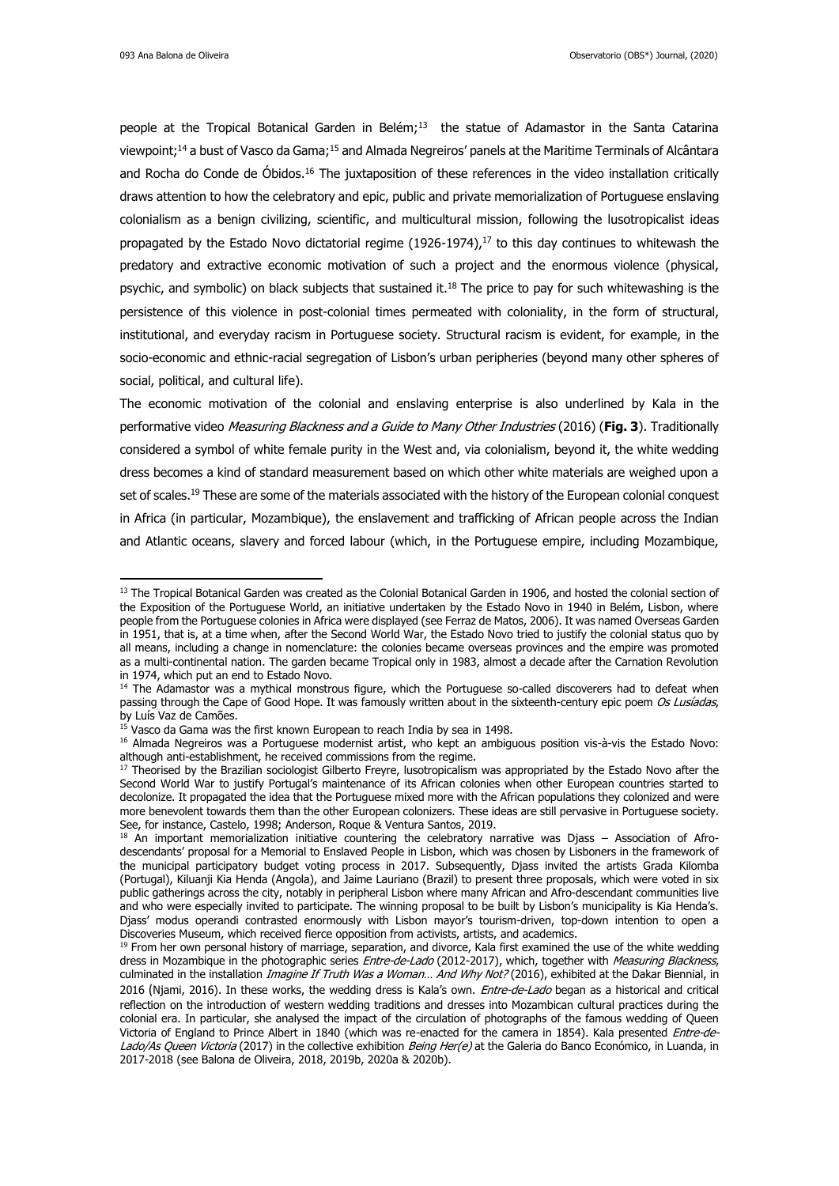people at the Tropical Botanical Garden in Belém;[13] the statue of Adamastor in the Santa Catarina viewpoint;[14] a bust of Vasco da Gama;[15] and Almada Negreiros' panels at the Maritime Terminals of Alcântara and Rocha do Conde de Óbidos.[16] The juxtaposition of these references in the video installation critically draws attention to how the celebratory and epic, public and private memorialization of Portuguese enslaving colonialism as a benign civilizing, scientific, and multicultural mission, following the lusotropicalist ideas propagated by the Estado Novo dictatorial regime (1926-1974),[17] to this day continues to whitewash the predatory and extractive economic motivation of such a project and the enormous violence (physical, psychic, and symbolic) on black subjects that sustained it.[18] The price to pay for such whitewashing is the persistence of this violence in post-colonial times permeated with coloniality, in the form of structural, institutional, and everyday racism in Portuguese society. Structural racism is evident, for example, in the socio-economic and ethnic-racial segregation of Lisbon's urban peripheries (beyond many other spheres of social, political, and cultural life).

The economic motivation of the colonial and enslaving enterprise is also underlined by Kala in the performative video *Measuring Blackness and a Guide to Many Other Industries* (2016) (**Fig. 3**). Traditionally considered a symbol of white female purity in the West and, via colonialism, beyond it, the white wedding dress becomes a kind of standard measurement based on which other white materials are weighed upon a set of scales.[19] These are some of the materials associated with the history of the European colonial conquest in Africa (in particular, Mozambique), the enslavement and trafficking of African people across the Indian and Atlantic oceans, slavery and forced labour (which, in the Portuguese empire, including Mozambique,

---

[13] The Tropical Botanical Garden was created as the Colonial Botanical Garden in 1906, and hosted the colonial section of the Exposition of the Portuguese World, an initiative undertaken by the Estado Novo in 1940 in Belém, Lisbon, where people from the Portuguese colonies in Africa were displayed (see Ferraz de Matos, 2006). It was named Overseas Garden in 1951, that is, at a time when, after the Second World War, the Estado Novo tried to justify the colonial status quo by all means, including a change in nomenclature: the colonies became overseas provinces and the empire was promoted as a multi-continental nation. The garden became Tropical only in 1983, almost a decade after the Carnation Revolution in 1974, which put an end to Estado Novo.

[14] The Adamastor was a mythical monstrous figure, which the Portuguese so-called discoverers had to defeat when passing through the Cape of Good Hope. It was famously written about in the sixteenth-century epic poem *Os Lusíadas*, by Luís Vaz de Camões.

[15] Vasco da Gama was the first known European to reach India by sea in 1498.

[16] Almada Negreiros was a Portuguese modernist artist, who kept an ambiguous position vis-à-vis the Estado Novo: although anti-establishment, he received commissions from the regime.

[17] Theorised by the Brazilian sociologist Gilberto Freyre, lusotropicalism was appropriated by the Estado Novo after the Second World War to justify Portugal's maintenance of its African colonies when other European countries started to decolonize. It propagated the idea that the Portuguese mixed more with the African populations they colonized and were more benevolent towards them than the other European colonizers. These ideas are still pervasive in Portuguese society. See, for instance, Castelo, 1998; Anderson, Roque & Ventura Santos, 2019.

[18] An important memorialization initiative countering the celebratory narrative was Djass – Association of Afro-descendants' proposal for a Memorial to Enslaved People in Lisbon, which was chosen by Lisboners in the framework of the municipal participatory budget voting process in 2017. Subsequently, Djass invited the artists Grada Kilomba (Portugal), Kiluanji Kia Henda (Angola), and Jaime Lauriano (Brazil) to present three proposals, which were voted in six public gatherings across the city, notably in peripheral Lisbon where many African and Afro-descendant communities live and who were especially invited to participate. The winning proposal to be built by Lisbon's municipality is Kia Henda's. Djass' modus operandi contrasted enormously with Lisbon mayor's tourism-driven, top-down intention to open a Discoveries Museum, which received fierce opposition from activists, artists, and academics.

[19] From her own personal history of marriage, separation, and divorce, Kala first examined the use of the white wedding dress in Mozambique in the photographic series *Entre-de-Lado* (2012-2017), which, together with *Measuring Blackness*, culminated in the installation *Imagine If Truth Was a Woman… And Why Not?* (2016), exhibited at the Dakar Biennial, in 2016 (Njami, 2016). In these works, the wedding dress is Kala's own. *Entre-de-Lado* began as a historical and critical reflection on the introduction of western wedding traditions and dresses into Mozambican cultural practices during the colonial era. In particular, she analysed the impact of the circulation of photographs of the famous wedding of Queen Victoria of England to Prince Albert in 1840 (which was re-enacted for the camera in 1854). Kala presented *Entre-de-Lado/As Queen Victoria* (2017) in the collective exhibition *Being Her(e)* at the Galeria do Banco Económico, in Luanda, in 2017-2018 (see Balona de Oliveira, 2018, 2019b, 2020a & 2020b).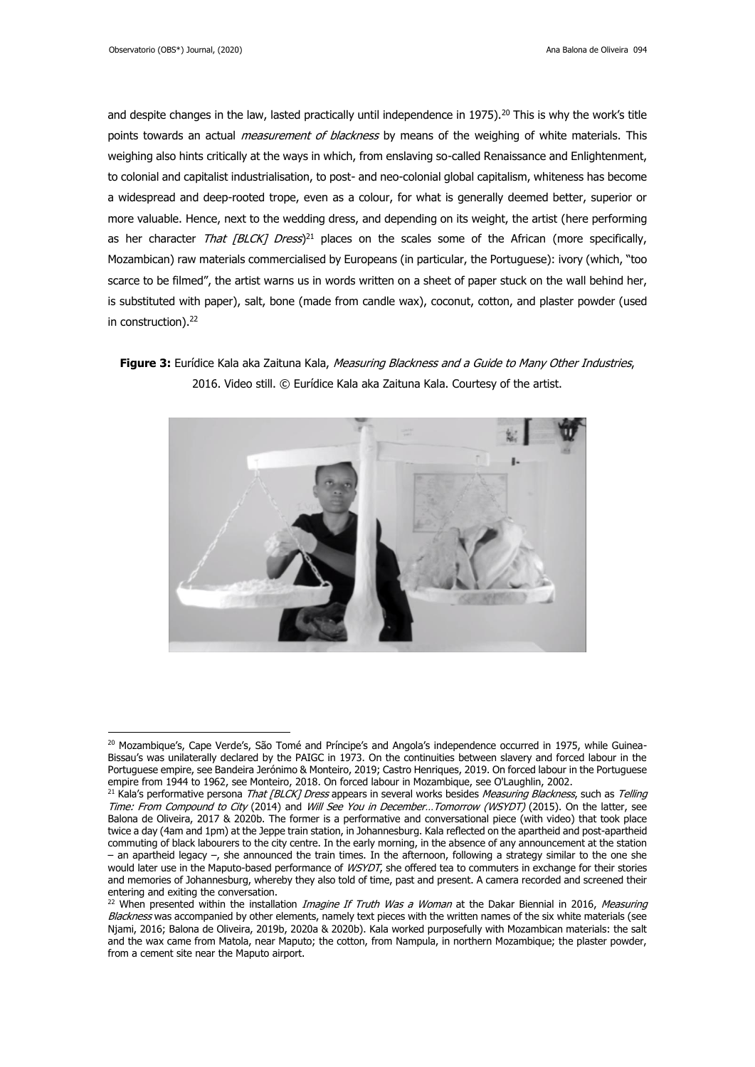and despite changes in the law, lasted practically until independence in 1975).[20] This is why the work's title points towards an actual *measurement of blackness* by means of the weighing of white materials. This weighing also hints critically at the ways in which, from enslaving so-called Renaissance and Enlightenment, to colonial and capitalist industrialisation, to post- and neo-colonial global capitalism, whiteness has become a widespread and deep-rooted trope, even as a colour, for what is generally deemed better, superior or more valuable. Hence, next to the wedding dress, and depending on its weight, the artist (here performing as her character *That [BLCK] Dress*)[21] places on the scales some of the African (more specifically, Mozambican) raw materials commercialised by Europeans (in particular, the Portuguese): ivory (which, "too scarce to be filmed", the artist warns us in words written on a sheet of paper stuck on the wall behind her, is substituted with paper), salt, bone (made from candle wax), coconut, cotton, and plaster powder (used in construction).[22]

**Figure 3:** Eurídice Kala aka Zaituna Kala, *Measuring Blackness and a Guide to Many Other Industries*, 2016. Video still. © Eurídice Kala aka Zaituna Kala. Courtesy of the artist.

[20] Mozambique's, Cape Verde's, São Tomé and Príncipe's and Angola's independence occurred in 1975, while Guinea-Bissau's was unilaterally declared by the PAIGC in 1973. On the continuities between slavery and forced labour in the Portuguese empire, see Bandeira Jerónimo & Monteiro, 2019; Castro Henriques, 2019. On forced labour in the Portuguese empire from 1944 to 1962, see Monteiro, 2018. On forced labour in Mozambique, see O'Laughlin, 2002.

[21] Kala's performative persona *That [BLCK] Dress* appears in several works besides *Measuring Blackness*, such as *Telling Time: From Compound to City* (2014) and *Will See You in December…Tomorrow (WSYDT)* (2015). On the latter, see Balona de Oliveira, 2017 & 2020b. The former is a performative and conversational piece (with video) that took place twice a day (4am and 1pm) at the Jeppe train station, in Johannesburg. Kala reflected on the apartheid and post-apartheid commuting of black labourers to the city centre. In the early morning, in the absence of any announcement at the station – an apartheid legacy –, she announced the train times. In the afternoon, following a strategy similar to the one she would later use in the Maputo-based performance of *WSYDT*, she offered tea to commuters in exchange for their stories and memories of Johannesburg, whereby they also told of time, past and present. A camera recorded and screened their entering and exiting the conversation.

[22] When presented within the installation *Imagine If Truth Was a Woman* at the Dakar Biennial in 2016, *Measuring Blackness* was accompanied by other elements, namely text pieces with the written names of the six white materials (see Njami, 2016; Balona de Oliveira, 2019b, 2020a & 2020b). Kala worked purposefully with Mozambican materials: the salt and the wax came from Matola, near Maputo; the cotton, from Nampula, in northern Mozambique; the plaster powder, from a cement site near the Maputo airport.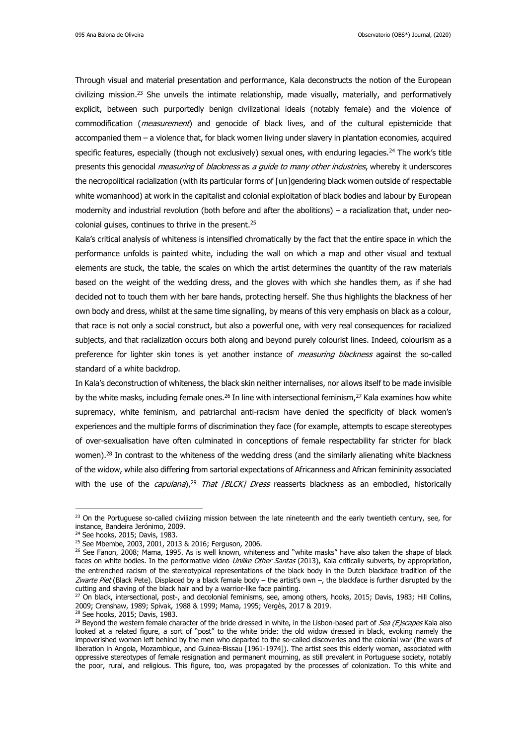Through visual and material presentation and performance, Kala deconstructs the notion of the European civilizing mission.[23] She unveils the intimate relationship, made visually, materially, and performatively explicit, between such purportedly benign civilizational ideals (notably female) and the violence of commodification (*measurement*) and genocide of black lives, and of the cultural epistemicide that accompanied them – a violence that, for black women living under slavery in plantation economies, acquired specific features, especially (though not exclusively) sexual ones, with enduring legacies.[24] The work's title presents this genocidal *measuring* of *blackness* as *a guide to many other industries*, whereby it underscores the necropolitical racialization (with its particular forms of [un]gendering black women outside of respectable white womanhood) at work in the capitalist and colonial exploitation of black bodies and labour by European modernity and industrial revolution (both before and after the abolitions) – a racialization that, under neo-colonial guises, continues to thrive in the present.[25]

Kala's critical analysis of whiteness is intensified chromatically by the fact that the entire space in which the performance unfolds is painted white, including the wall on which a map and other visual and textual elements are stuck, the table, the scales on which the artist determines the quantity of the raw materials based on the weight of the wedding dress, and the gloves with which she handles them, as if she had decided not to touch them with her bare hands, protecting herself. She thus highlights the blackness of her own body and dress, whilst at the same time signalling, by means of this very emphasis on black as a colour, that race is not only a social construct, but also a powerful one, with very real consequences for racialized subjects, and that racialization occurs both along and beyond purely colourist lines. Indeed, colourism as a preference for lighter skin tones is yet another instance of *measuring blackness* against the so-called standard of a white backdrop.

In Kala's deconstruction of whiteness, the black skin neither internalises, nor allows itself to be made invisible by the white masks, including female ones.[26] In line with intersectional feminism,[27] Kala examines how white supremacy, white feminism, and patriarchal anti-racism have denied the specificity of black women's experiences and the multiple forms of discrimination they face (for example, attempts to escape stereotypes of over-sexualisation have often culminated in conceptions of female respectability far stricter for black women).[28] In contrast to the whiteness of the wedding dress (and the similarly alienating white blackness of the widow, while also differing from sartorial expectations of Africanness and African femininity associated with the use of the *capulana*),[29] *That [BLCK] Dress* reasserts blackness as an embodied, historically

---

[23] On the Portuguese so-called civilizing mission between the late nineteenth and the early twentieth century, see, for instance, Bandeira Jerónimo, 2009.

[24] See hooks, 2015; Davis, 1983.

[25] See Mbembe, 2003, 2001, 2013 & 2016; Ferguson, 2006.

[26] See Fanon, 2008; Mama, 1995. As is well known, whiteness and "white masks" have also taken the shape of black faces on white bodies. In the performative video *Unlike Other Santas* (2013), Kala critically subverts, by appropriation, the entrenched racism of the stereotypical representations of the black body in the Dutch blackface tradition of the *Zwarte Piet* (Black Pete). Displaced by a black female body – the artist's own –, the blackface is further disrupted by the cutting and shaving of the black hair and by a warrior-like face painting.

[27] On black, intersectional, post-, and decolonial feminisms, see, among others, hooks, 2015; Davis, 1983; Hill Collins, 2009; Crenshaw, 1989; Spivak, 1988 & 1999; Mama, 1995; Vergès, 2017 & 2019.

[28] See hooks, 2015; Davis, 1983.

[29] Beyond the western female character of the bride dressed in white, in the Lisbon-based part of *Sea (E)scapes* Kala also looked at a related figure, a sort of "post" to the white bride: the old widow dressed in black, evoking namely the impoverished women left behind by the men who departed to the so-called discoveries and the colonial war (the wars of liberation in Angola, Mozambique, and Guinea-Bissau [1961-1974]). The artist sees this elderly woman, associated with oppressive stereotypes of female resignation and permanent mourning, as still prevalent in Portuguese society, notably the poor, rural, and religious. This figure, too, was propagated by the processes of colonization. To this white and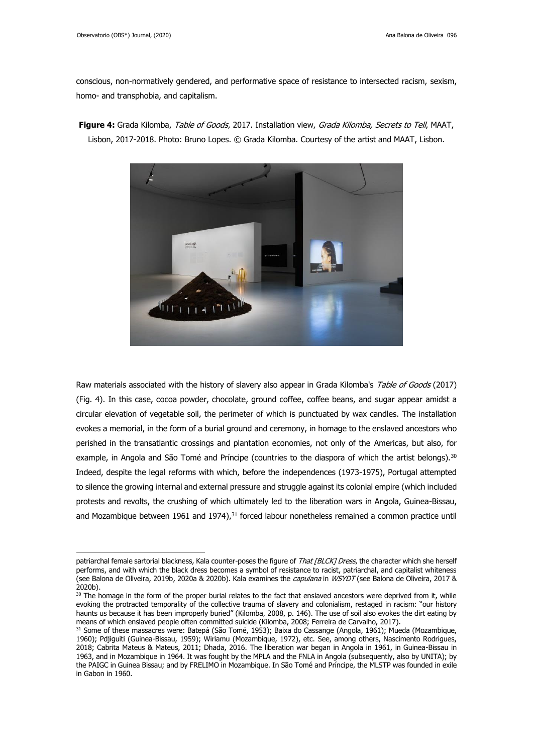conscious, non-normatively gendered, and performative space of resistance to intersected racism, sexism, homo- and transphobia, and capitalism.

**Figure 4:** Grada Kilomba, *Table of Goods*, 2017. Installation view, *Grada Kilomba, Secrets to Tell*, MAAT, Lisbon, 2017-2018. Photo: Bruno Lopes. © Grada Kilomba. Courtesy of the artist and MAAT, Lisbon.

Raw materials associated with the history of slavery also appear in Grada Kilomba's *Table of Goods* (2017) (Fig. 4). In this case, cocoa powder, chocolate, ground coffee, coffee beans, and sugar appear amidst a circular elevation of vegetable soil, the perimeter of which is punctuated by wax candles. The installation evokes a memorial, in the form of a burial ground and ceremony, in homage to the enslaved ancestors who perished in the transatlantic crossings and plantation economies, not only of the Americas, but also, for example, in Angola and São Tomé and Príncipe (countries to the diaspora of which the artist belongs).[30] Indeed, despite the legal reforms with which, before the independences (1973-1975), Portugal attempted to silence the growing internal and external pressure and struggle against its colonial empire (which included protests and revolts, the crushing of which ultimately led to the liberation wars in Angola, Guinea-Bissau, and Mozambique between 1961 and 1974),[31] forced labour nonetheless remained a common practice until

---

patriarchal female sartorial blackness, Kala counter-poses the figure of *That [BLCK] Dress*, the character which she herself performs, and with which the black dress becomes a symbol of resistance to racist, patriarchal, and capitalist whiteness (see Balona de Oliveira, 2019b, 2020a & 2020b). Kala examines the *capulana* in *WSYDT* (see Balona de Oliveira, 2017 & 2020b).

[30] The homage in the form of the proper burial relates to the fact that enslaved ancestors were deprived from it, while evoking the protracted temporality of the collective trauma of slavery and colonialism, restaged in racism: "our history haunts us because it has been improperly buried" (Kilomba, 2008, p. 146). The use of soil also evokes the dirt eating by means of which enslaved people often committed suicide (Kilomba, 2008; Ferreira de Carvalho, 2017).

[31] Some of these massacres were: Batepá (São Tomé, 1953); Baixa do Cassange (Angola, 1961); Mueda (Mozambique, 1960); Pdjiguiti (Guinea-Bissau, 1959); Wiriamu (Mozambique, 1972), etc. See, among others, Nascimento Rodrigues, 2018; Cabrita Mateus & Mateus, 2011; Dhada, 2016. The liberation war began in Angola in 1961, in Guinea-Bissau in 1963, and in Mozambique in 1964. It was fought by the MPLA and the FNLA in Angola (subsequently, also by UNITA); by the PAIGC in Guinea Bissau; and by FRELIMO in Mozambique. In São Tomé and Príncipe, the MLSTP was founded in exile in Gabon in 1960.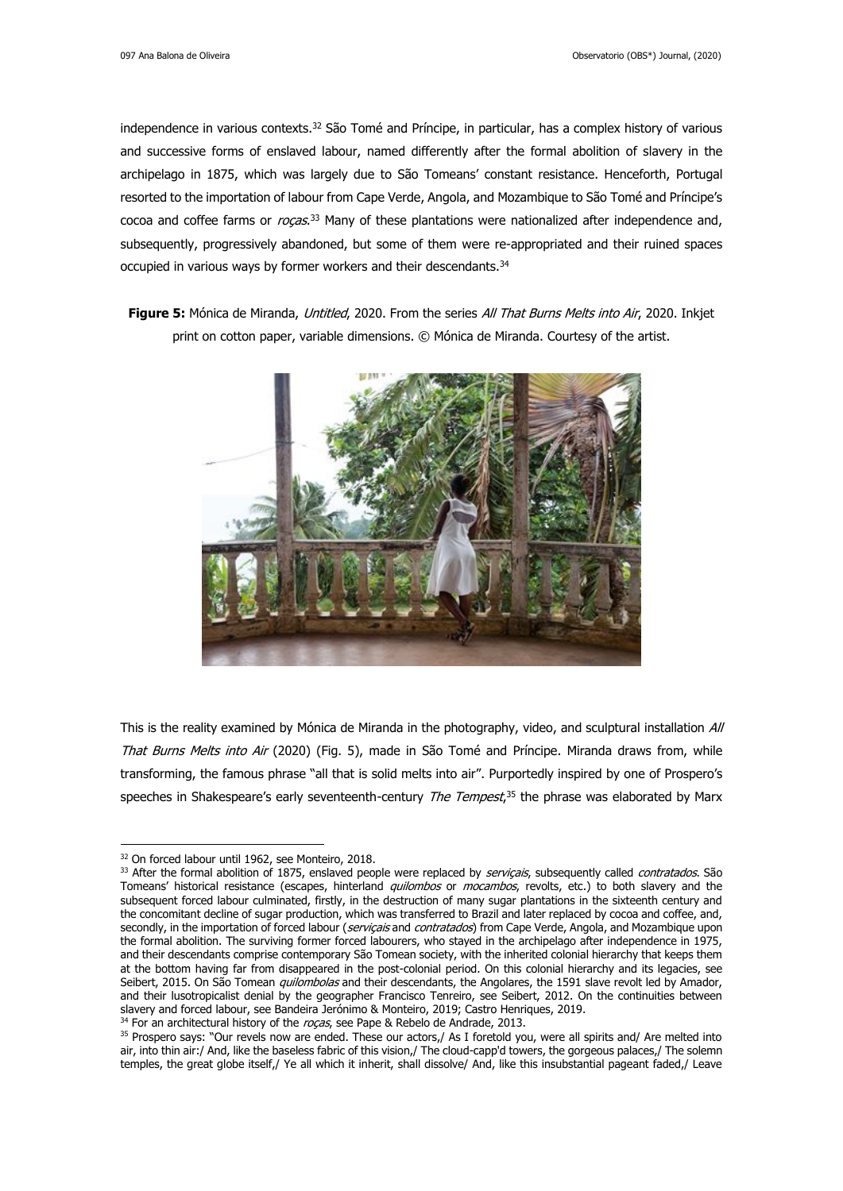independence in various contexts.[32] São Tomé and Príncipe, in particular, has a complex history of various and successive forms of enslaved labour, named differently after the formal abolition of slavery in the archipelago in 1875, which was largely due to São Tomeans' constant resistance. Henceforth, Portugal resorted to the importation of labour from Cape Verde, Angola, and Mozambique to São Tomé and Príncipe's cocoa and coffee farms or *roças*.[33] Many of these plantations were nationalized after independence and, subsequently, progressively abandoned, but some of them were re-appropriated and their ruined spaces occupied in various ways by former workers and their descendants.[34]

**Figure 5:** Mónica de Miranda, *Untitled*, 2020. From the series *All That Burns Melts into Air*, 2020. Inkjet print on cotton paper, variable dimensions. © Mónica de Miranda. Courtesy of the artist.

This is the reality examined by Mónica de Miranda in the photography, video, and sculptural installation *All That Burns Melts into Air* (2020) (Fig. 5), made in São Tomé and Príncipe. Miranda draws from, while transforming, the famous phrase "all that is solid melts into air". Purportedly inspired by one of Prospero's speeches in Shakespeare's early seventeenth-century *The Tempest*,[35] the phrase was elaborated by Marx

---

[32] On forced labour until 1962, see Monteiro, 2018.

[33] After the formal abolition of 1875, enslaved people were replaced by *serviçais*, subsequently called *contratados*. São Tomeans' historical resistance (escapes, hinterland *quilombos* or *mocambos*, revolts, etc.) to both slavery and the subsequent forced labour culminated, firstly, in the destruction of many sugar plantations in the sixteenth century and the concomitant decline of sugar production, which was transferred to Brazil and later replaced by cocoa and coffee, and, secondly, in the importation of forced labour (*serviçais* and *contratados*) from Cape Verde, Angola, and Mozambique upon the formal abolition. The surviving former forced labourers, who stayed in the archipelago after independence in 1975, and their descendants comprise contemporary São Tomean society, with the inherited colonial hierarchy that keeps them at the bottom having far from disappeared in the post-colonial period. On this colonial hierarchy and its legacies, see Seibert, 2015. On São Tomean *quilombolas* and their descendants, the Angolares, the 1591 slave revolt led by Amador, and their lusotropicalist denial by the geographer Francisco Tenreiro, see Seibert, 2012. On the continuities between slavery and forced labour, see Bandeira Jerónimo & Monteiro, 2019; Castro Henriques, 2019.

[34] For an architectural history of the *roças*, see Pape & Rebelo de Andrade, 2013.

[35] Prospero says: "Our revels now are ended. These our actors,/ As I foretold you, were all spirits and/ Are melted into air, into thin air:/ And, like the baseless fabric of this vision,/ The cloud-capp'd towers, the gorgeous palaces,/ The solemn temples, the great globe itself,/ Ye all which it inherit, shall dissolve/ And, like this insubstantial pageant faded,/ Leave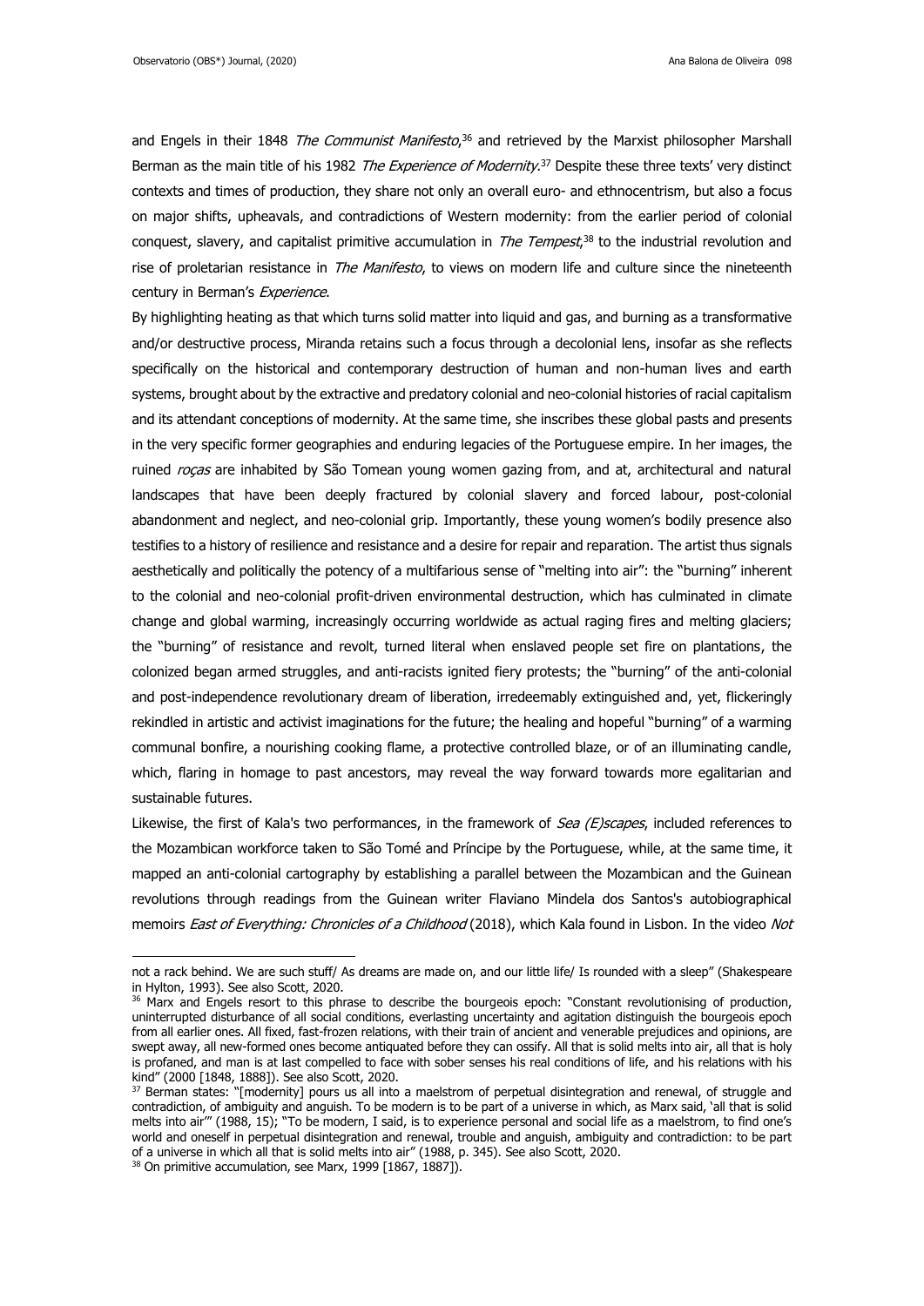and Engels in their 1848 *The Communist Manifesto*,[36] and retrieved by the Marxist philosopher Marshall Berman as the main title of his 1982 *The Experience of Modernity*.[37] Despite these three texts' very distinct contexts and times of production, they share not only an overall euro- and ethnocentrism, but also a focus on major shifts, upheavals, and contradictions of Western modernity: from the earlier period of colonial conquest, slavery, and capitalist primitive accumulation in *The Tempest*,[38] to the industrial revolution and rise of proletarian resistance in *The Manifesto*, to views on modern life and culture since the nineteenth century in Berman's *Experience*.

By highlighting heating as that which turns solid matter into liquid and gas, and burning as a transformative and/or destructive process, Miranda retains such a focus through a decolonial lens, insofar as she reflects specifically on the historical and contemporary destruction of human and non-human lives and earth systems, brought about by the extractive and predatory colonial and neo-colonial histories of racial capitalism and its attendant conceptions of modernity. At the same time, she inscribes these global pasts and presents in the very specific former geographies and enduring legacies of the Portuguese empire. In her images, the ruined *roças* are inhabited by São Tomean young women gazing from, and at, architectural and natural landscapes that have been deeply fractured by colonial slavery and forced labour, post-colonial abandonment and neglect, and neo-colonial grip. Importantly, these young women's bodily presence also testifies to a history of resilience and resistance and a desire for repair and reparation. The artist thus signals aesthetically and politically the potency of a multifarious sense of "melting into air": the "burning" inherent to the colonial and neo-colonial profit-driven environmental destruction, which has culminated in climate change and global warming, increasingly occurring worldwide as actual raging fires and melting glaciers; the "burning" of resistance and revolt, turned literal when enslaved people set fire on plantations, the colonized began armed struggles, and anti-racists ignited fiery protests; the "burning" of the anti-colonial and post-independence revolutionary dream of liberation, irredeemably extinguished and, yet, flickeringly rekindled in artistic and activist imaginations for the future; the healing and hopeful "burning" of a warming communal bonfire, a nourishing cooking flame, a protective controlled blaze, or of an illuminating candle, which, flaring in homage to past ancestors, may reveal the way forward towards more egalitarian and sustainable futures.

Likewise, the first of Kala's two performances, in the framework of *Sea (E)scapes*, included references to the Mozambican workforce taken to São Tomé and Príncipe by the Portuguese, while, at the same time, it mapped an anti-colonial cartography by establishing a parallel between the Mozambican and the Guinean revolutions through readings from the Guinean writer Flaviano Mindela dos Santos's autobiographical memoirs *East of Everything: Chronicles of a Childhood* (2018), which Kala found in Lisbon. In the video *Not*

---

not a rack behind. We are such stuff/ As dreams are made on, and our little life/ Is rounded with a sleep" (Shakespeare in Hylton, 1993). See also Scott, 2020.

[36] Marx and Engels resort to this phrase to describe the bourgeois epoch: "Constant revolutionising of production, uninterrupted disturbance of all social conditions, everlasting uncertainty and agitation distinguish the bourgeois epoch from all earlier ones. All fixed, fast-frozen relations, with their train of ancient and venerable prejudices and opinions, are swept away, all new-formed ones become antiquated before they can ossify. All that is solid melts into air, all that is holy is profaned, and man is at last compelled to face with sober senses his real conditions of life, and his relations with his kind" (2000 [1848, 1888]). See also Scott, 2020.

[37] Berman states: "[modernity] pours us all into a maelstrom of perpetual disintegration and renewal, of struggle and contradiction, of ambiguity and anguish. To be modern is to be part of a universe in which, as Marx said, 'all that is solid melts into air'" (1988, 15); "To be modern, I said, is to experience personal and social life as a maelstrom, to find one's world and oneself in perpetual disintegration and renewal, trouble and anguish, ambiguity and contradiction: to be part of a universe in which all that is solid melts into air" (1988, p. 345). See also Scott, 2020.

[38] On primitive accumulation, see Marx, 1999 [1867, 1887]).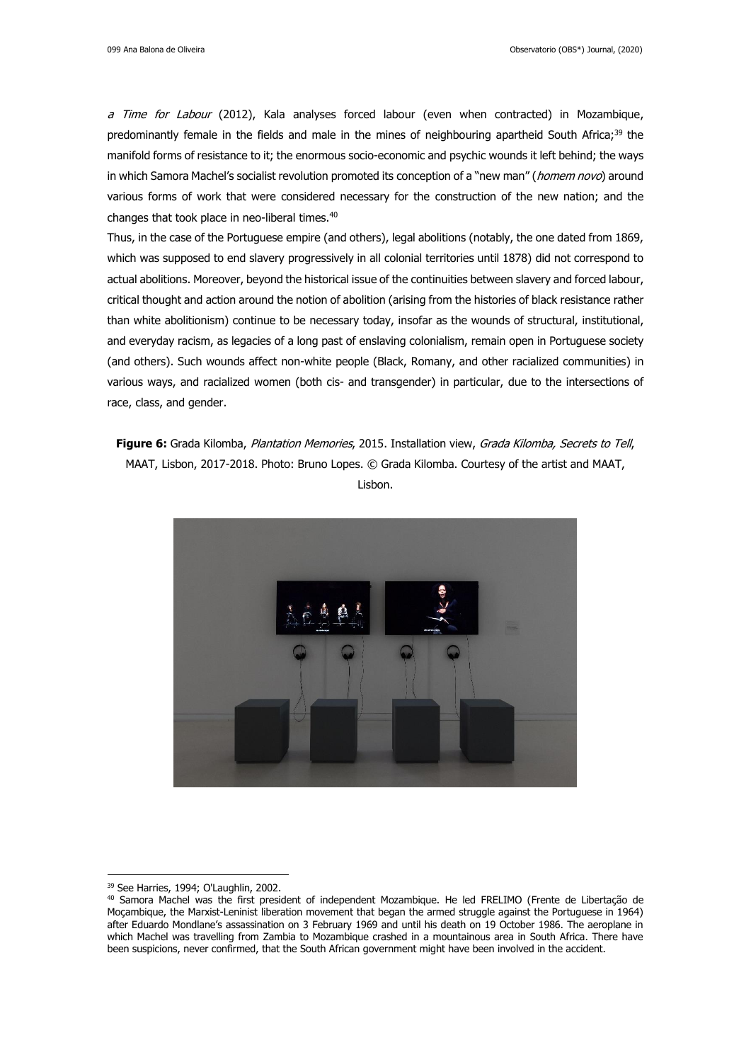*a Time for Labour* (2012), Kala analyses forced labour (even when contracted) in Mozambique, predominantly female in the fields and male in the mines of neighbouring apartheid South Africa;[39] the manifold forms of resistance to it; the enormous socio-economic and psychic wounds it left behind; the ways in which Samora Machel's socialist revolution promoted its conception of a "new man" (*homem novo*) around various forms of work that were considered necessary for the construction of the new nation; and the changes that took place in neo-liberal times.[40]

Thus, in the case of the Portuguese empire (and others), legal abolitions (notably, the one dated from 1869, which was supposed to end slavery progressively in all colonial territories until 1878) did not correspond to actual abolitions. Moreover, beyond the historical issue of the continuities between slavery and forced labour, critical thought and action around the notion of abolition (arising from the histories of black resistance rather than white abolitionism) continue to be necessary today, insofar as the wounds of structural, institutional, and everyday racism, as legacies of a long past of enslaving colonialism, remain open in Portuguese society (and others). Such wounds affect non-white people (Black, Romany, and other racialized communities) in various ways, and racialized women (both cis- and transgender) in particular, due to the intersections of race, class, and gender.

**Figure 6:** Grada Kilomba, *Plantation Memories*, 2015. Installation view, *Grada Kilomba, Secrets to Tell*, MAAT, Lisbon, 2017-2018. Photo: Bruno Lopes. © Grada Kilomba. Courtesy of the artist and MAAT, Lisbon.

---

[39] See Harries, 1994; O'Laughlin, 2002.

[40] Samora Machel was the first president of independent Mozambique. He led FRELIMO (Frente de Libertação de Moçambique, the Marxist-Leninist liberation movement that began the armed struggle against the Portuguese in 1964) after Eduardo Mondlane's assassination on 3 February 1969 and until his death on 19 October 1986. The aeroplane in which Machel was travelling from Zambia to Mozambique crashed in a mountainous area in South Africa. There have been suspicions, never confirmed, that the South African government might have been involved in the accident.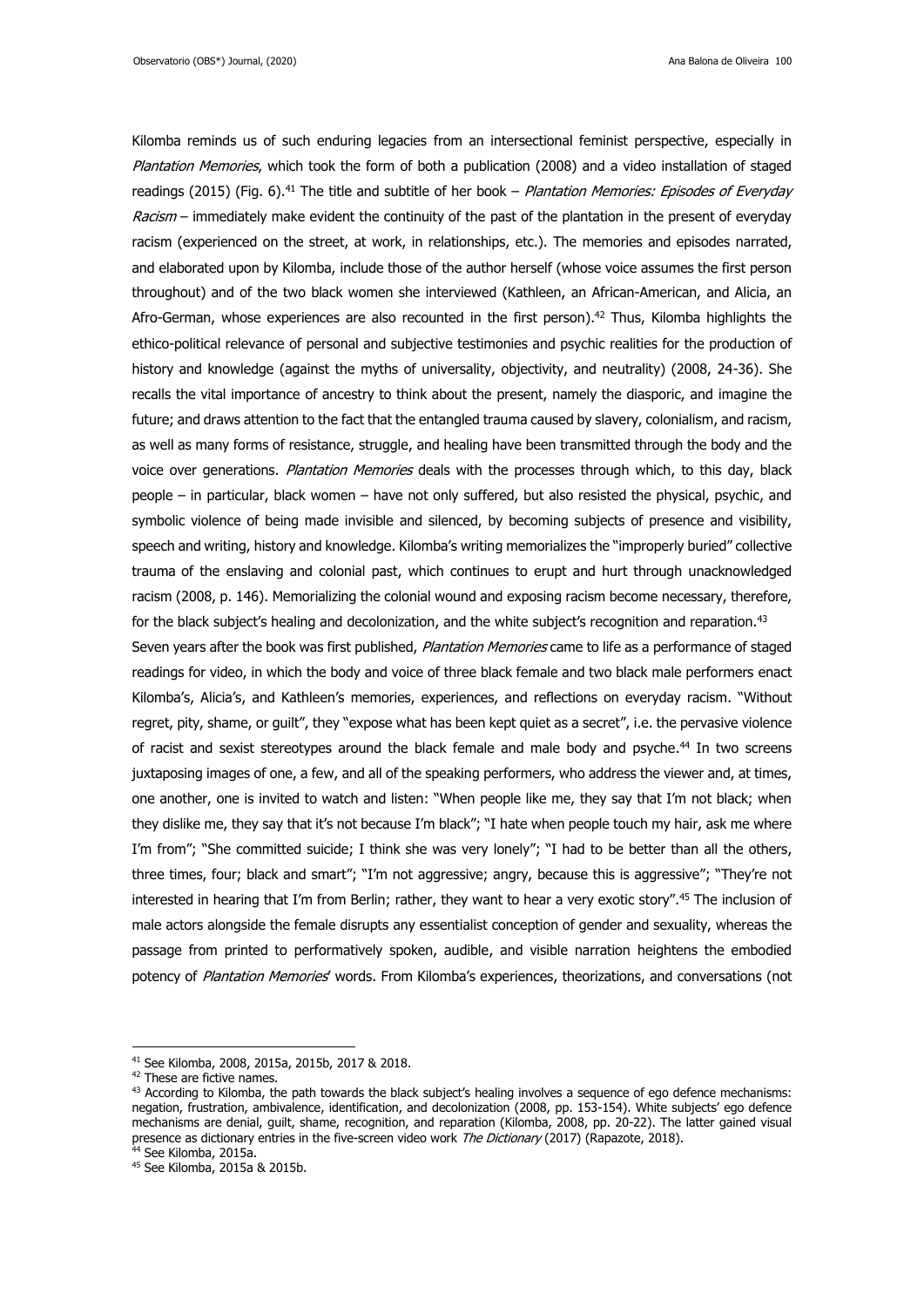Kilomba reminds us of such enduring legacies from an intersectional feminist perspective, especially in *Plantation Memories*, which took the form of both a publication (2008) and a video installation of staged readings (2015) (Fig. 6).[41] The title and subtitle of her book – *Plantation Memories: Episodes of Everyday Racism* – immediately make evident the continuity of the past of the plantation in the present of everyday racism (experienced on the street, at work, in relationships, etc.). The memories and episodes narrated, and elaborated upon by Kilomba, include those of the author herself (whose voice assumes the first person throughout) and of the two black women she interviewed (Kathleen, an African-American, and Alicia, an Afro-German, whose experiences are also recounted in the first person).[42] Thus, Kilomba highlights the ethico-political relevance of personal and subjective testimonies and psychic realities for the production of history and knowledge (against the myths of universality, objectivity, and neutrality) (2008, 24-36). She recalls the vital importance of ancestry to think about the present, namely the diasporic, and imagine the future; and draws attention to the fact that the entangled trauma caused by slavery, colonialism, and racism, as well as many forms of resistance, struggle, and healing have been transmitted through the body and the voice over generations. *Plantation Memories* deals with the processes through which, to this day, black people – in particular, black women – have not only suffered, but also resisted the physical, psychic, and symbolic violence of being made invisible and silenced, by becoming subjects of presence and visibility, speech and writing, history and knowledge. Kilomba's writing memorializes the "improperly buried" collective trauma of the enslaving and colonial past, which continues to erupt and hurt through unacknowledged racism (2008, p. 146). Memorializing the colonial wound and exposing racism become necessary, therefore, for the black subject's healing and decolonization, and the white subject's recognition and reparation.[43]

Seven years after the book was first published, *Plantation Memories* came to life as a performance of staged readings for video, in which the body and voice of three black female and two black male performers enact Kilomba's, Alicia's, and Kathleen's memories, experiences, and reflections on everyday racism. "Without regret, pity, shame, or guilt", they "expose what has been kept quiet as a secret", i.e. the pervasive violence of racist and sexist stereotypes around the black female and male body and psyche.[44] In two screens juxtaposing images of one, a few, and all of the speaking performers, who address the viewer and, at times, one another, one is invited to watch and listen: "When people like me, they say that I'm not black; when they dislike me, they say that it's not because I'm black"; "I hate when people touch my hair, ask me where I'm from"; "She committed suicide; I think she was very lonely"; "I had to be better than all the others, three times, four; black and smart"; "I'm not aggressive; angry, because this is aggressive"; "They're not interested in hearing that I'm from Berlin; rather, they want to hear a very exotic story".[45] The inclusion of male actors alongside the female disrupts any essentialist conception of gender and sexuality, whereas the passage from printed to performatively spoken, audible, and visible narration heightens the embodied potency of *Plantation Memories*' words. From Kilomba's experiences, theorizations, and conversations (not

---

[41] See Kilomba, 2008, 2015a, 2015b, 2017 & 2018.

[42] These are fictive names.

[43] According to Kilomba, the path towards the black subject's healing involves a sequence of ego defence mechanisms: negation, frustration, ambivalence, identification, and decolonization (2008, pp. 153-154). White subjects' ego defence mechanisms are denial, guilt, shame, recognition, and reparation (Kilomba, 2008, pp. 20-22). The latter gained visual presence as dictionary entries in the five-screen video work *The Dictionary* (2017) (Rapazote, 2018).

[44] See Kilomba, 2015a.

[45] See Kilomba, 2015a & 2015b.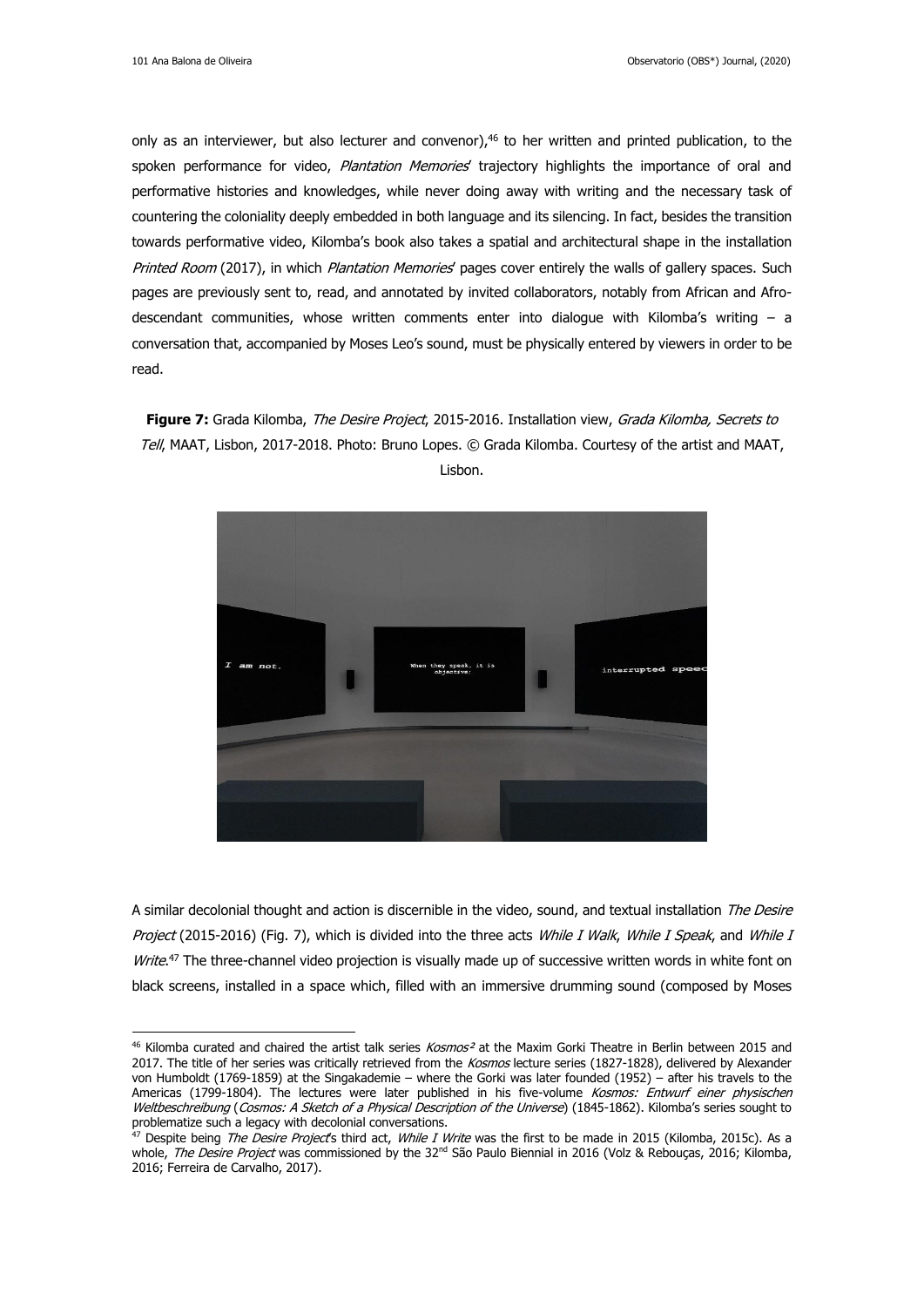only as an interviewer, but also lecturer and convenor),[46] to her written and printed publication, to the spoken performance for video, *Plantation Memories*' trajectory highlights the importance of oral and performative histories and knowledges, while never doing away with writing and the necessary task of countering the coloniality deeply embedded in both language and its silencing. In fact, besides the transition towards performative video, Kilomba's book also takes a spatial and architectural shape in the installation *Printed Room* (2017), in which *Plantation Memories*' pages cover entirely the walls of gallery spaces. Such pages are previously sent to, read, and annotated by invited collaborators, notably from African and Afro-descendant communities, whose written comments enter into dialogue with Kilomba's writing – a conversation that, accompanied by Moses Leo's sound, must be physically entered by viewers in order to be read.

**Figure 7:** Grada Kilomba, *The Desire Project*, 2015-2016. Installation view, *Grada Kilomba, Secrets to Tell*, MAAT, Lisbon, 2017-2018. Photo: Bruno Lopes. © Grada Kilomba. Courtesy of the artist and MAAT, Lisbon.

A similar decolonial thought and action is discernible in the video, sound, and textual installation *The Desire Project* (2015-2016) (Fig. 7), which is divided into the three acts *While I Walk*, *While I Speak*, and *While I Write*.[47] The three-channel video projection is visually made up of successive written words in white font on black screens, installed in a space which, filled with an immersive drumming sound (composed by Moses

---

[46] Kilomba curated and chaired the artist talk series *Kosmos²* at the Maxim Gorki Theatre in Berlin between 2015 and 2017. The title of her series was critically retrieved from the *Kosmos* lecture series (1827-1828), delivered by Alexander von Humboldt (1769-1859) at the Singakademie – where the Gorki was later founded (1952) – after his travels to the Americas (1799-1804). The lectures were later published in his five-volume *Kosmos: Entwurf einer physischen Weltbeschreibung* (*Cosmos: A Sketch of a Physical Description of the Universe*) (1845-1862). Kilomba's series sought to problematize such a legacy with decolonial conversations.

[47] Despite being *The Desire Project*'s third act, *While I Write* was the first to be made in 2015 (Kilomba, 2015c). As a whole, *The Desire Project* was commissioned by the 32nd São Paulo Biennial in 2016 (Volz & Rebouças, 2016; Kilomba, 2016; Ferreira de Carvalho, 2017).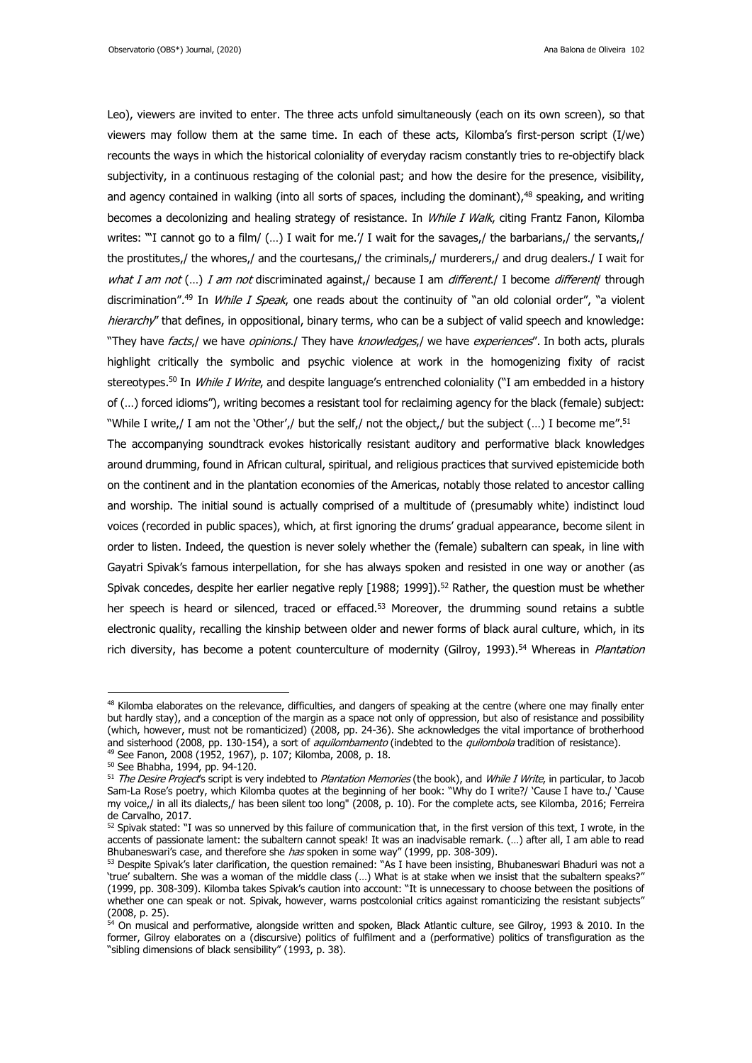Leo), viewers are invited to enter. The three acts unfold simultaneously (each on its own screen), so that viewers may follow them at the same time. In each of these acts, Kilomba's first-person script (I/we) recounts the ways in which the historical coloniality of everyday racism constantly tries to re-objectify black subjectivity, in a continuous restaging of the colonial past; and how the desire for the presence, visibility, and agency contained in walking (into all sorts of spaces, including the dominant),[48] speaking, and writing becomes a decolonizing and healing strategy of resistance. In *While I Walk*, citing Frantz Fanon, Kilomba writes: "'I cannot go to a film/ (…) I wait for me.'/ I wait for the savages,/ the barbarians,/ the servants,/ the prostitutes,/ the whores,/ and the courtesans,/ the criminals,/ murderers,/ and drug dealers./ I wait for *what I am not* (…) *I am not* discriminated against,/ because I am *different*./ I become *different*/ through discrimination".[49] In *While I Speak*, one reads about the continuity of "an old colonial order", "a violent *hierarchy*" that defines, in oppositional, binary terms, who can be a subject of valid speech and knowledge: "They have *facts*,/ we have *opinions*./ They have *knowledges*,/ we have *experiences*". In both acts, plurals highlight critically the symbolic and psychic violence at work in the homogenizing fixity of racist stereotypes.[50] In *While I Write*, and despite language's entrenched coloniality ("I am embedded in a history of (…) forced idioms"), writing becomes a resistant tool for reclaiming agency for the black (female) subject: "While I write,/ I am not the 'Other',/ but the self,/ not the object,/ but the subject (…) I become me".[51]

The accompanying soundtrack evokes historically resistant auditory and performative black knowledges around drumming, found in African cultural, spiritual, and religious practices that survived epistemicide both on the continent and in the plantation economies of the Americas, notably those related to ancestor calling and worship. The initial sound is actually comprised of a multitude of (presumably white) indistinct loud voices (recorded in public spaces), which, at first ignoring the drums' gradual appearance, become silent in order to listen. Indeed, the question is never solely whether the (female) subaltern can speak, in line with Gayatri Spivak's famous interpellation, for she has always spoken and resisted in one way or another (as Spivak concedes, despite her earlier negative reply [1988; 1999]).[52] Rather, the question must be whether her speech is heard or silenced, traced or effaced.[53] Moreover, the drumming sound retains a subtle electronic quality, recalling the kinship between older and newer forms of black aural culture, which, in its rich diversity, has become a potent counterculture of modernity (Gilroy, 1993).[54] Whereas in *Plantation*

---

[48] Kilomba elaborates on the relevance, difficulties, and dangers of speaking at the centre (where one may finally enter but hardly stay), and a conception of the margin as a space not only of oppression, but also of resistance and possibility (which, however, must not be romanticized) (2008, pp. 24-36). She acknowledges the vital importance of brotherhood and sisterhood (2008, pp. 130-154), a sort of *aquilombamento* (indebted to the *quilombola* tradition of resistance).

[49] See Fanon, 2008 (1952, 1967), p. 107; Kilomba, 2008, p. 18.

[50] See Bhabha, 1994, pp. 94-120.

[51] *The Desire Project*'s script is very indebted to *Plantation Memories* (the book), and *While I Write*, in particular, to Jacob Sam-La Rose's poetry, which Kilomba quotes at the beginning of her book: "Why do I write?/ 'Cause I have to./ 'Cause my voice,/ in all its dialects,/ has been silent too long" (2008, p. 10). For the complete acts, see Kilomba, 2016; Ferreira de Carvalho, 2017.

[52] Spivak stated: "I was so unnerved by this failure of communication that, in the first version of this text, I wrote, in the accents of passionate lament: the subaltern cannot speak! It was an inadvisable remark. (…) after all, I am able to read Bhubaneswari's case, and therefore she *has* spoken in some way" (1999, pp. 308-309).

[53] Despite Spivak's later clarification, the question remained: "As I have been insisting, Bhubaneswari Bhaduri was not a 'true' subaltern. She was a woman of the middle class (…) What is at stake when we insist that the subaltern speaks?" (1999, pp. 308-309). Kilomba takes Spivak's caution into account: "It is unnecessary to choose between the positions of whether one can speak or not. Spivak, however, warns postcolonial critics against romanticizing the resistant subjects" (2008, p. 25).

[54] On musical and performative, alongside written and spoken, Black Atlantic culture, see Gilroy, 1993 & 2010. In the former, Gilroy elaborates on a (discursive) politics of fulfilment and a (performative) politics of transfiguration as the "sibling dimensions of black sensibility" (1993, p. 38).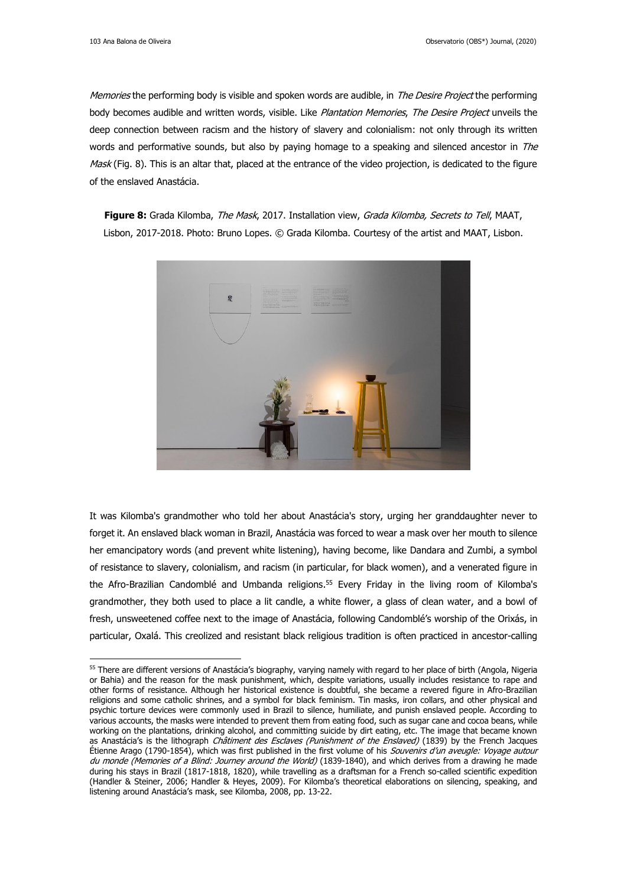*Memories* the performing body is visible and spoken words are audible, in *The Desire Project* the performing body becomes audible and written words, visible. Like *Plantation Memories*, *The Desire Project* unveils the deep connection between racism and the history of slavery and colonialism: not only through its written words and performative sounds, but also by paying homage to a speaking and silenced ancestor in *The Mask* (Fig. 8). This is an altar that, placed at the entrance of the video projection, is dedicated to the figure of the enslaved Anastácia.

**Figure 8:** Grada Kilomba, *The Mask*, 2017. Installation view, *Grada Kilomba, Secrets to Tell*, MAAT, Lisbon, 2017-2018. Photo: Bruno Lopes. © Grada Kilomba. Courtesy of the artist and MAAT, Lisbon.

It was Kilomba's grandmother who told her about Anastácia's story, urging her granddaughter never to forget it. An enslaved black woman in Brazil, Anastácia was forced to wear a mask over her mouth to silence her emancipatory words (and prevent white listening), having become, like Dandara and Zumbi, a symbol of resistance to slavery, colonialism, and racism (in particular, for black women), and a venerated figure in the Afro-Brazilian Candomblé and Umbanda religions.[55] Every Friday in the living room of Kilomba's grandmother, they both used to place a lit candle, a white flower, a glass of clean water, and a bowl of fresh, unsweetened coffee next to the image of Anastácia, following Candomblé's worship of the Orixás, in particular, Oxalá. This creolized and resistant black religious tradition is often practiced in ancestor-calling

[55] There are different versions of Anastácia's biography, varying namely with regard to her place of birth (Angola, Nigeria or Bahia) and the reason for the mask punishment, which, despite variations, usually includes resistance to rape and other forms of resistance. Although her historical existence is doubtful, she became a revered figure in Afro-Brazilian religions and some catholic shrines, and a symbol for black feminism. Tin masks, iron collars, and other physical and psychic torture devices were commonly used in Brazil to silence, humiliate, and punish enslaved people. According to various accounts, the masks were intended to prevent them from eating food, such as sugar cane and cocoa beans, while working on the plantations, drinking alcohol, and committing suicide by dirt eating, etc. The image that became known as Anastácia's is the lithograph *Châtiment des Esclaves (Punishment of the Enslaved)* (1839) by the French Jacques Étienne Arago (1790-1854), which was first published in the first volume of his *Souvenirs d'un aveugle: Voyage autour du monde (Memories of a Blind: Journey around the World)* (1839-1840), and which derives from a drawing he made during his stays in Brazil (1817-1818, 1820), while travelling as a draftsman for a French so-called scientific expedition (Handler & Steiner, 2006; Handler & Heyes, 2009). For Kilomba's theoretical elaborations on silencing, speaking, and listening around Anastácia's mask, see Kilomba, 2008, pp. 13-22.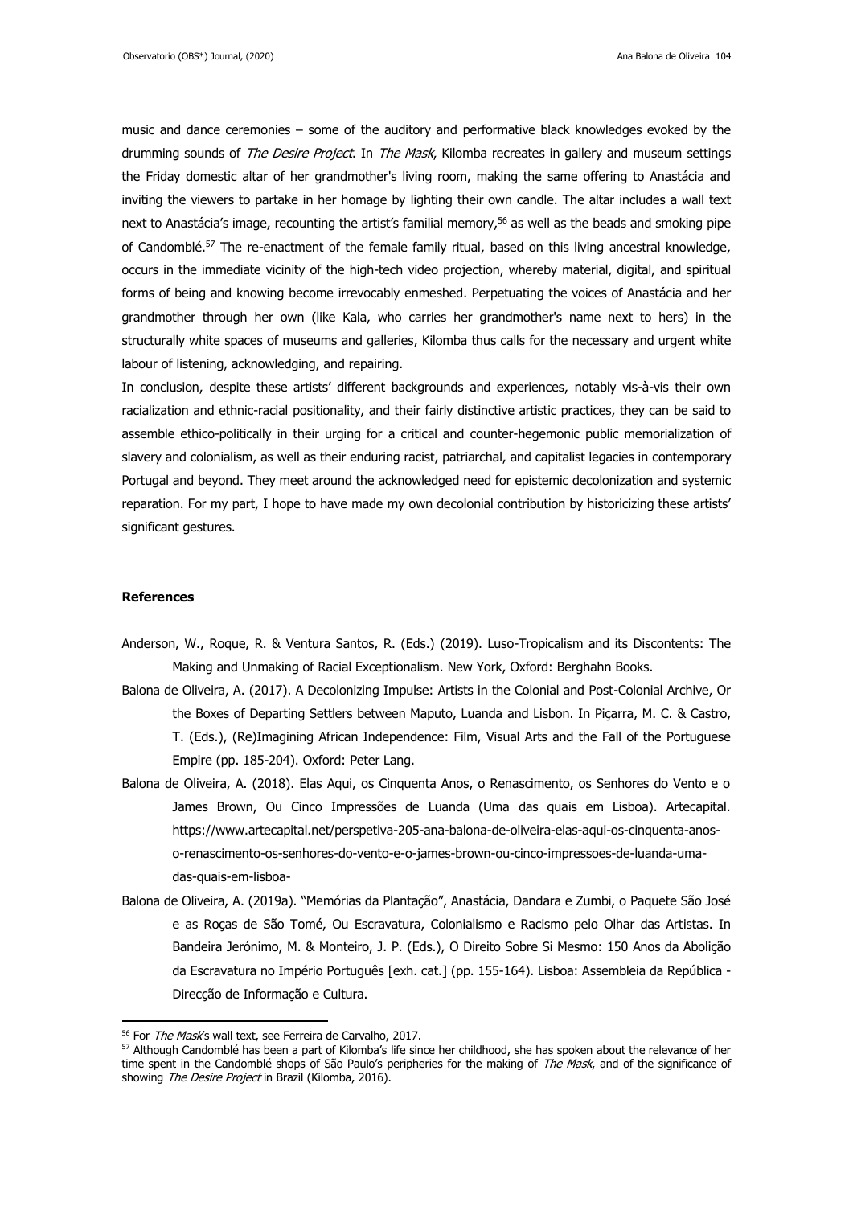music and dance ceremonies – some of the auditory and performative black knowledges evoked by the drumming sounds of *The Desire Project*. In *The Mask*, Kilomba recreates in gallery and museum settings the Friday domestic altar of her grandmother's living room, making the same offering to Anastácia and inviting the viewers to partake in her homage by lighting their own candle. The altar includes a wall text next to Anastácia's image, recounting the artist's familial memory,[56] as well as the beads and smoking pipe of Candomblé.[57] The re-enactment of the female family ritual, based on this living ancestral knowledge, occurs in the immediate vicinity of the high-tech video projection, whereby material, digital, and spiritual forms of being and knowing become irrevocably enmeshed. Perpetuating the voices of Anastácia and her grandmother through her own (like Kala, who carries her grandmother's name next to hers) in the structurally white spaces of museums and galleries, Kilomba thus calls for the necessary and urgent white labour of listening, acknowledging, and repairing.

In conclusion, despite these artists' different backgrounds and experiences, notably vis-à-vis their own racialization and ethnic-racial positionality, and their fairly distinctive artistic practices, they can be said to assemble ethico-politically in their urging for a critical and counter-hegemonic public memorialization of slavery and colonialism, as well as their enduring racist, patriarchal, and capitalist legacies in contemporary Portugal and beyond. They meet around the acknowledged need for epistemic decolonization and systemic reparation. For my part, I hope to have made my own decolonial contribution by historicizing these artists' significant gestures.

## References

Anderson, W., Roque, R. & Ventura Santos, R. (Eds.) (2019). Luso-Tropicalism and its Discontents: The Making and Unmaking of Racial Exceptionalism. New York, Oxford: Berghahn Books.

Balona de Oliveira, A. (2017). A Decolonizing Impulse: Artists in the Colonial and Post-Colonial Archive, Or the Boxes of Departing Settlers between Maputo, Luanda and Lisbon. In Piçarra, M. C. & Castro, T. (Eds.), (Re)Imagining African Independence: Film, Visual Arts and the Fall of the Portuguese Empire (pp. 185-204). Oxford: Peter Lang.

Balona de Oliveira, A. (2018). Elas Aqui, os Cinquenta Anos, o Renascimento, os Senhores do Vento e o James Brown, Ou Cinco Impressões de Luanda (Uma das quais em Lisboa). Artecapital. https://www.artecapital.net/perspetiva-205-ana-balona-de-oliveira-elas-aqui-os-cinquenta-anos-o-renascimento-os-senhores-do-vento-e-o-james-brown-ou-cinco-impressoes-de-luanda-uma-das-quais-em-lisboa-

Balona de Oliveira, A. (2019a). "Memórias da Plantação", Anastácia, Dandara e Zumbi, o Paquete São José e as Roças de São Tomé, Ou Escravatura, Colonialismo e Racismo pelo Olhar das Artistas. In Bandeira Jerónimo, M. & Monteiro, J. P. (Eds.), O Direito Sobre Si Mesmo: 150 Anos da Abolição da Escravatura no Império Português [exh. cat.] (pp. 155-164). Lisboa: Assembleia da República - Direcção de Informação e Cultura.

---

[56] For *The Mask*'s wall text, see Ferreira de Carvalho, 2017.

[57] Although Candomblé has been a part of Kilomba's life since her childhood, she has spoken about the relevance of her time spent in the Candomblé shops of São Paulo's peripheries for the making of *The Mask*, and of the significance of showing *The Desire Project* in Brazil (Kilomba, 2016).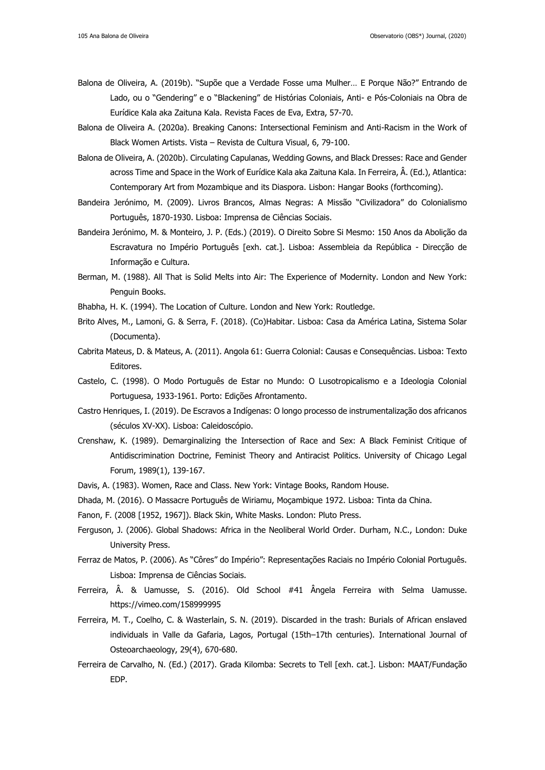Balona de Oliveira, A. (2019b). "Supõe que a Verdade Fosse uma Mulher… E Porque Não?" Entrando de Lado, ou o "Gendering" e o "Blackening" de Histórias Coloniais, Anti- e Pós-Coloniais na Obra de Eurídice Kala aka Zaituna Kala. Revista Faces de Eva, Extra, 57-70.

Balona de Oliveira A. (2020a). Breaking Canons: Intersectional Feminism and Anti-Racism in the Work of Black Women Artists. Vista – Revista de Cultura Visual, 6, 79-100.

Balona de Oliveira, A. (2020b). Circulating Capulanas, Wedding Gowns, and Black Dresses: Race and Gender across Time and Space in the Work of Eurídice Kala aka Zaituna Kala. In Ferreira, Â. (Ed.), Atlantica: Contemporary Art from Mozambique and its Diaspora. Lisbon: Hangar Books (forthcoming).

Bandeira Jerónimo, M. (2009). Livros Brancos, Almas Negras: A Missão "Civilizadora" do Colonialismo Português, 1870-1930. Lisboa: Imprensa de Ciências Sociais.

Bandeira Jerónimo, M. & Monteiro, J. P. (Eds.) (2019). O Direito Sobre Si Mesmo: 150 Anos da Abolição da Escravatura no Império Português [exh. cat.]. Lisboa: Assembleia da República - Direcção de Informação e Cultura.

Berman, M. (1988). All That is Solid Melts into Air: The Experience of Modernity. London and New York: Penguin Books.

Bhabha, H. K. (1994). The Location of Culture. London and New York: Routledge.

Brito Alves, M., Lamoni, G. & Serra, F. (2018). (Co)Habitar. Lisboa: Casa da América Latina, Sistema Solar (Documenta).

Cabrita Mateus, D. & Mateus, A. (2011). Angola 61: Guerra Colonial: Causas e Consequências. Lisboa: Texto Editores.

Castelo, C. (1998). O Modo Português de Estar no Mundo: O Lusotropicalismo e a Ideologia Colonial Portuguesa, 1933-1961. Porto: Edições Afrontamento.

Castro Henriques, I. (2019). De Escravos a Indígenas: O longo processo de instrumentalização dos africanos (séculos XV-XX). Lisboa: Caleidoscópio.

Crenshaw, K. (1989). Demarginalizing the Intersection of Race and Sex: A Black Feminist Critique of Antidiscrimination Doctrine, Feminist Theory and Antiracist Politics. University of Chicago Legal Forum, 1989(1), 139-167.

Davis, A. (1983). Women, Race and Class. New York: Vintage Books, Random House.

Dhada, M. (2016). O Massacre Português de Wiriamu, Moçambique 1972. Lisboa: Tinta da China.

Fanon, F. (2008 [1952, 1967]). Black Skin, White Masks. London: Pluto Press.

Ferguson, J. (2006). Global Shadows: Africa in the Neoliberal World Order. Durham, N.C., London: Duke University Press.

Ferraz de Matos, P. (2006). As "Côres" do Império": Representações Raciais no Império Colonial Português. Lisboa: Imprensa de Ciências Sociais.

Ferreira, Â. & Uamusse, S. (2016). Old School #41 Ângela Ferreira with Selma Uamusse. https://vimeo.com/158999995

Ferreira, M. T., Coelho, C. & Wasterlain, S. N. (2019). Discarded in the trash: Burials of African enslaved individuals in Valle da Gafaria, Lagos, Portugal (15th–17th centuries). International Journal of Osteoarchaeology, 29(4), 670-680.

Ferreira de Carvalho, N. (Ed.) (2017). Grada Kilomba: Secrets to Tell [exh. cat.]. Lisbon: MAAT/Fundação EDP.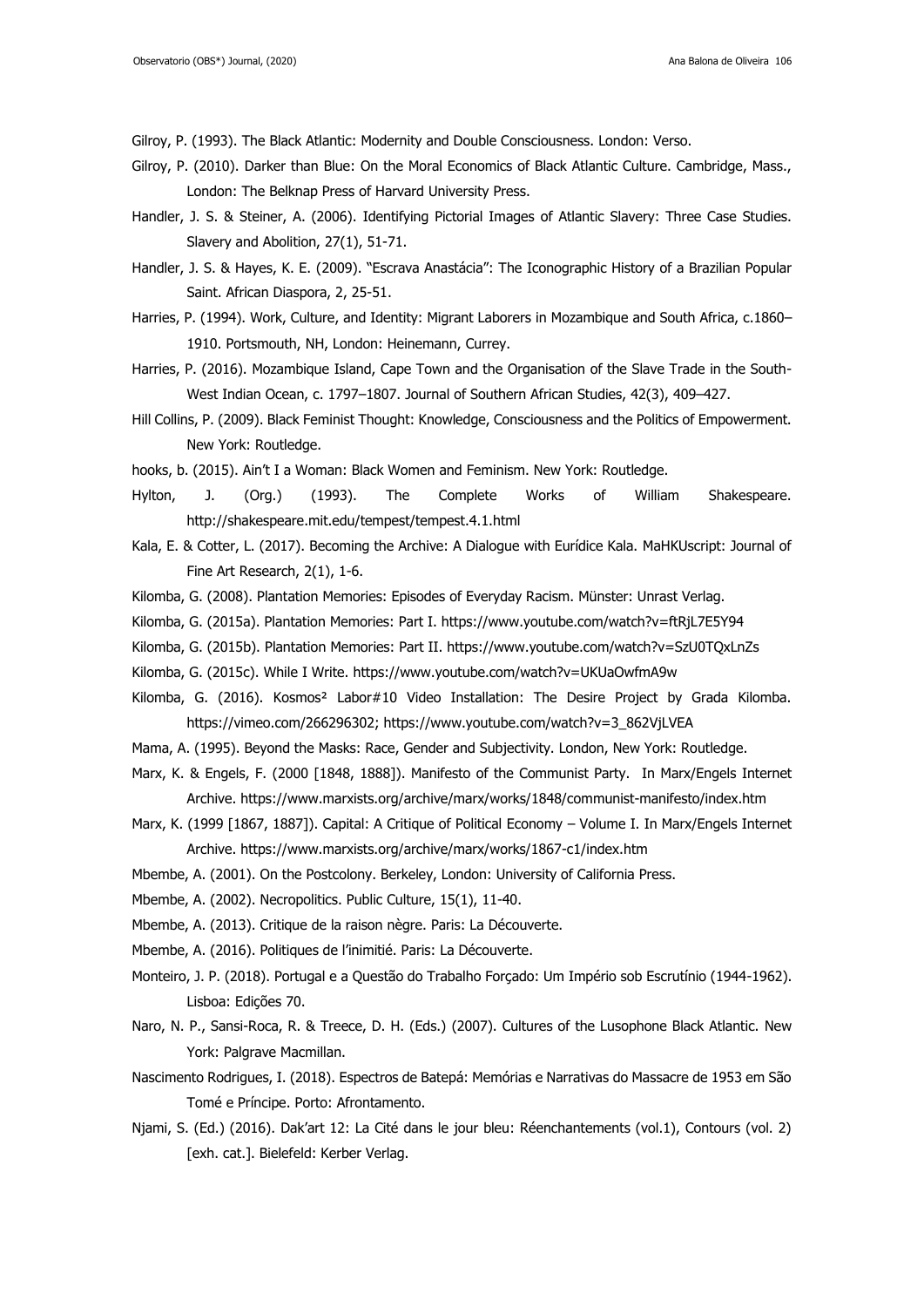Gilroy, P. (1993). The Black Atlantic: Modernity and Double Consciousness. London: Verso.

Gilroy, P. (2010). Darker than Blue: On the Moral Economics of Black Atlantic Culture. Cambridge, Mass., London: The Belknap Press of Harvard University Press.

Handler, J. S. & Steiner, A. (2006). Identifying Pictorial Images of Atlantic Slavery: Three Case Studies. Slavery and Abolition, 27(1), 51-71.

Handler, J. S. & Hayes, K. E. (2009). "Escrava Anastácia": The Iconographic History of a Brazilian Popular Saint. African Diaspora, 2, 25-51.

Harries, P. (1994). Work, Culture, and Identity: Migrant Laborers in Mozambique and South Africa, c.1860–1910. Portsmouth, NH, London: Heinemann, Currey.

Harries, P. (2016). Mozambique Island, Cape Town and the Organisation of the Slave Trade in the South-West Indian Ocean, c. 1797–1807. Journal of Southern African Studies, 42(3), 409–427.

Hill Collins, P. (2009). Black Feminist Thought: Knowledge, Consciousness and the Politics of Empowerment. New York: Routledge.

hooks, b. (2015). Ain't I a Woman: Black Women and Feminism. New York: Routledge.

Hylton, J. (Org.) (1993). The Complete Works of William Shakespeare. http://shakespeare.mit.edu/tempest/tempest.4.1.html

Kala, E. & Cotter, L. (2017). Becoming the Archive: A Dialogue with Eurídice Kala. MaHKUscript: Journal of Fine Art Research, 2(1), 1-6.

Kilomba, G. (2008). Plantation Memories: Episodes of Everyday Racism. Münster: Unrast Verlag.

Kilomba, G. (2015a). Plantation Memories: Part I. https://www.youtube.com/watch?v=ftRjL7E5Y94

Kilomba, G. (2015b). Plantation Memories: Part II. https://www.youtube.com/watch?v=SzU0TQxLnZs

Kilomba, G. (2015c). While I Write. https://www.youtube.com/watch?v=UKUaOwfmA9w

Kilomba, G. (2016). Kosmos² Labor#10 Video Installation: The Desire Project by Grada Kilomba. https://vimeo.com/266296302; https://www.youtube.com/watch?v=3_862VjLVEA

Mama, A. (1995). Beyond the Masks: Race, Gender and Subjectivity. London, New York: Routledge.

Marx, K. & Engels, F. (2000 [1848, 1888]). Manifesto of the Communist Party. In Marx/Engels Internet Archive. https://www.marxists.org/archive/marx/works/1848/communist-manifesto/index.htm

Marx, K. (1999 [1867, 1887]). Capital: A Critique of Political Economy – Volume I. In Marx/Engels Internet Archive. https://www.marxists.org/archive/marx/works/1867-c1/index.htm

Mbembe, A. (2001). On the Postcolony. Berkeley, London: University of California Press.

Mbembe, A. (2002). Necropolitics. Public Culture, 15(1), 11-40.

Mbembe, A. (2013). Critique de la raison nègre. Paris: La Découverte.

Mbembe, A. (2016). Politiques de l'inimitié. Paris: La Découverte.

Monteiro, J. P. (2018). Portugal e a Questão do Trabalho Forçado: Um Império sob Escrutínio (1944-1962). Lisboa: Edições 70.

Naro, N. P., Sansi-Roca, R. & Treece, D. H. (Eds.) (2007). Cultures of the Lusophone Black Atlantic. New York: Palgrave Macmillan.

Nascimento Rodrigues, I. (2018). Espectros de Batepá: Memórias e Narrativas do Massacre de 1953 em São Tomé e Príncipe. Porto: Afrontamento.

Njami, S. (Ed.) (2016). Dak'art 12: La Cité dans le jour bleu: Réenchantements (vol.1), Contours (vol. 2) [exh. cat.]. Bielefeld: Kerber Verlag.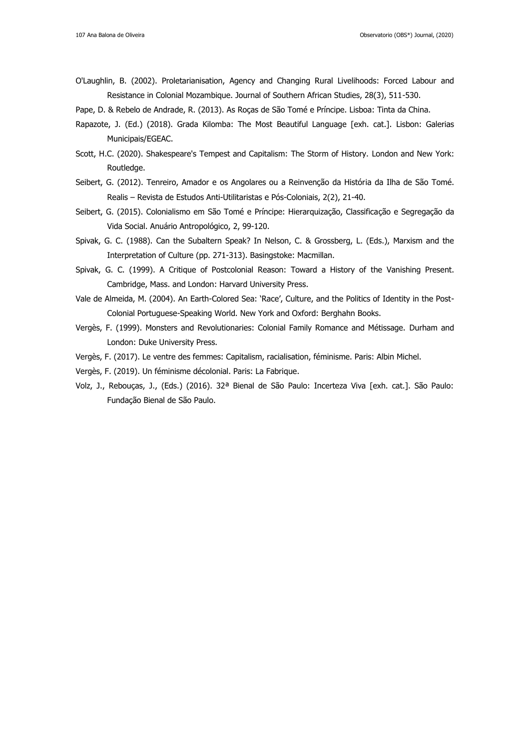O'Laughlin, B. (2002). Proletarianisation, Agency and Changing Rural Livelihoods: Forced Labour and Resistance in Colonial Mozambique. Journal of Southern African Studies, 28(3), 511-530.

Pape, D. & Rebelo de Andrade, R. (2013). As Roças de São Tomé e Príncipe. Lisboa: Tinta da China.

Rapazote, J. (Ed.) (2018). Grada Kilomba: The Most Beautiful Language [exh. cat.]. Lisbon: Galerias Municipais/EGEAC.

Scott, H.C. (2020). Shakespeare's Tempest and Capitalism: The Storm of History. London and New York: Routledge.

Seibert, G. (2012). Tenreiro, Amador e os Angolares ou a Reinvenção da História da Ilha de São Tomé. Realis – Revista de Estudos Anti-Utilitaristas e Pós-Coloniais, 2(2), 21-40.

Seibert, G. (2015). Colonialismo em São Tomé e Príncipe: Hierarquização, Classificação e Segregação da Vida Social. Anuário Antropológico, 2, 99-120.

Spivak, G. C. (1988). Can the Subaltern Speak? In Nelson, C. & Grossberg, L. (Eds.), Marxism and the Interpretation of Culture (pp. 271-313). Basingstoke: Macmillan.

Spivak, G. C. (1999). A Critique of Postcolonial Reason: Toward a History of the Vanishing Present. Cambridge, Mass. and London: Harvard University Press.

Vale de Almeida, M. (2004). An Earth-Colored Sea: 'Race', Culture, and the Politics of Identity in the Post-Colonial Portuguese-Speaking World. New York and Oxford: Berghahn Books.

Vergès, F. (1999). Monsters and Revolutionaries: Colonial Family Romance and Métissage. Durham and London: Duke University Press.

Vergès, F. (2017). Le ventre des femmes: Capitalism, racialisation, féminisme. Paris: Albin Michel.

Vergès, F. (2019). Un féminisme décolonial. Paris: La Fabrique.

Volz, J., Rebouças, J., (Eds.) (2016). 32ª Bienal de São Paulo: Incerteza Viva [exh. cat.]. São Paulo: Fundação Bienal de São Paulo.